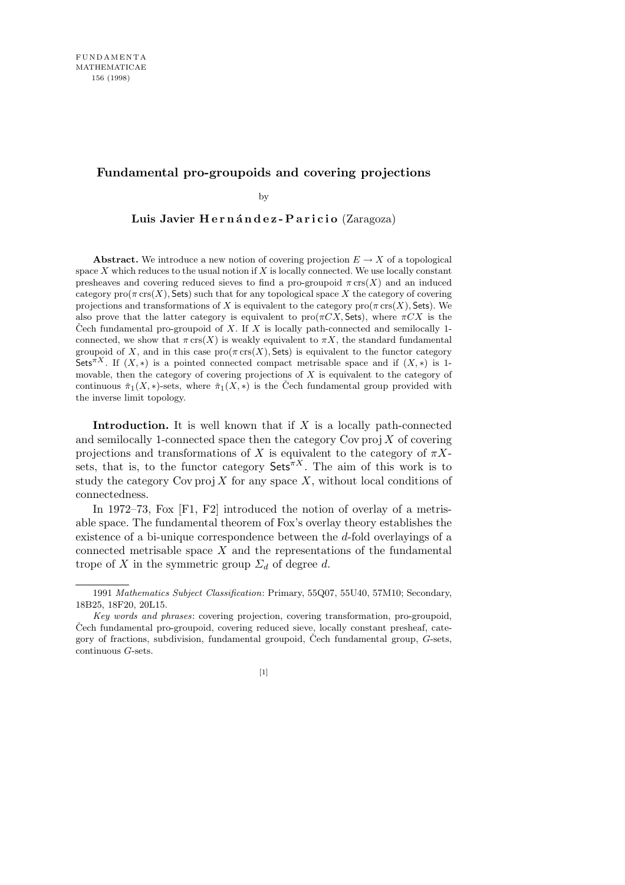# Fundamental pro-groupoids and covering projections

by

**Luis Javier Hernández-Paricio** (Zaragoza)

**Abstract.** We introduce a new notion of covering projection $E \to X$ of a topological space $X$ which reduces to the usual notion if $X$ is locally connected. We use locally constant presheaves and covering reduced sieves to find a pro-groupoid $\pi\,\mathrm{crs}(X)$ and an induced category $\mathrm{pro}(\pi\,\mathrm{crs}(X), \mathsf{Sets})$ such that for any topological space $X$ the category of covering projections and transformations of $X$ is equivalent to the category $\mathrm{pro}(\pi\,\mathrm{crs}(X), \mathsf{Sets})$. We also prove that the latter category is equivalent to $\mathrm{pro}(\pi CX, \mathsf{Sets})$, where $\pi CX$ is the Čech fundamental pro-groupoid of $X$. If $X$ is locally path-connected and semilocally 1-connected, we show that $\pi\,\mathrm{crs}(X)$ is weakly equivalent to $\pi X$, the standard fundamental groupoid of $X$, and in this case $\mathrm{pro}(\pi\,\mathrm{crs}(X), \mathsf{Sets})$ is equivalent to the functor category $\mathsf{Sets}^{\pi X}$. If $(X, *)$ is a pointed connected compact metrisable space and if $(X, *)$ is 1-movable, then the category of covering projections of $X$ is equivalent to the category of continuous $\check{\pi}_1(X, *)$-sets, where $\check{\pi}_1(X, *)$ is the Čech fundamental group provided with the inverse limit topology.

**Introduction.** It is well known that if $X$ is a locally path-connected and semilocally 1-connected space then the category $\mathrm{Cov\,proj}\, X$ of covering projections and transformations of $X$ is equivalent to the category of $\pi X$-sets, that is, to the functor category $\mathsf{Sets}^{\pi X}$. The aim of this work is to study the category $\mathrm{Cov\,proj}\, X$ for any space $X$, without local conditions of connectedness.

In 1972–73, Fox [F1, F2] introduced the notion of overlay of a metrisable space. The fundamental theorem of Fox's overlay theory establishes the existence of a bi-unique correspondence between the $d$-fold overlayings of a connected metrisable space $X$ and the representations of the fundamental trope of $X$ in the symmetric group $\Sigma_d$ of degree $d$.

---

1991 *Mathematics Subject Classification*: Primary, 55Q07, 55U40, 57M10; Secondary, 18B25, 18F20, 20L15.

*Key words and phrases*: covering projection, covering transformation, pro-groupoid, Čech fundamental pro-groupoid, covering reduced sieve, locally constant presheaf, category of fractions, subdivision, fundamental groupoid, Čech fundamental group, $G$-sets, continuous $G$-sets.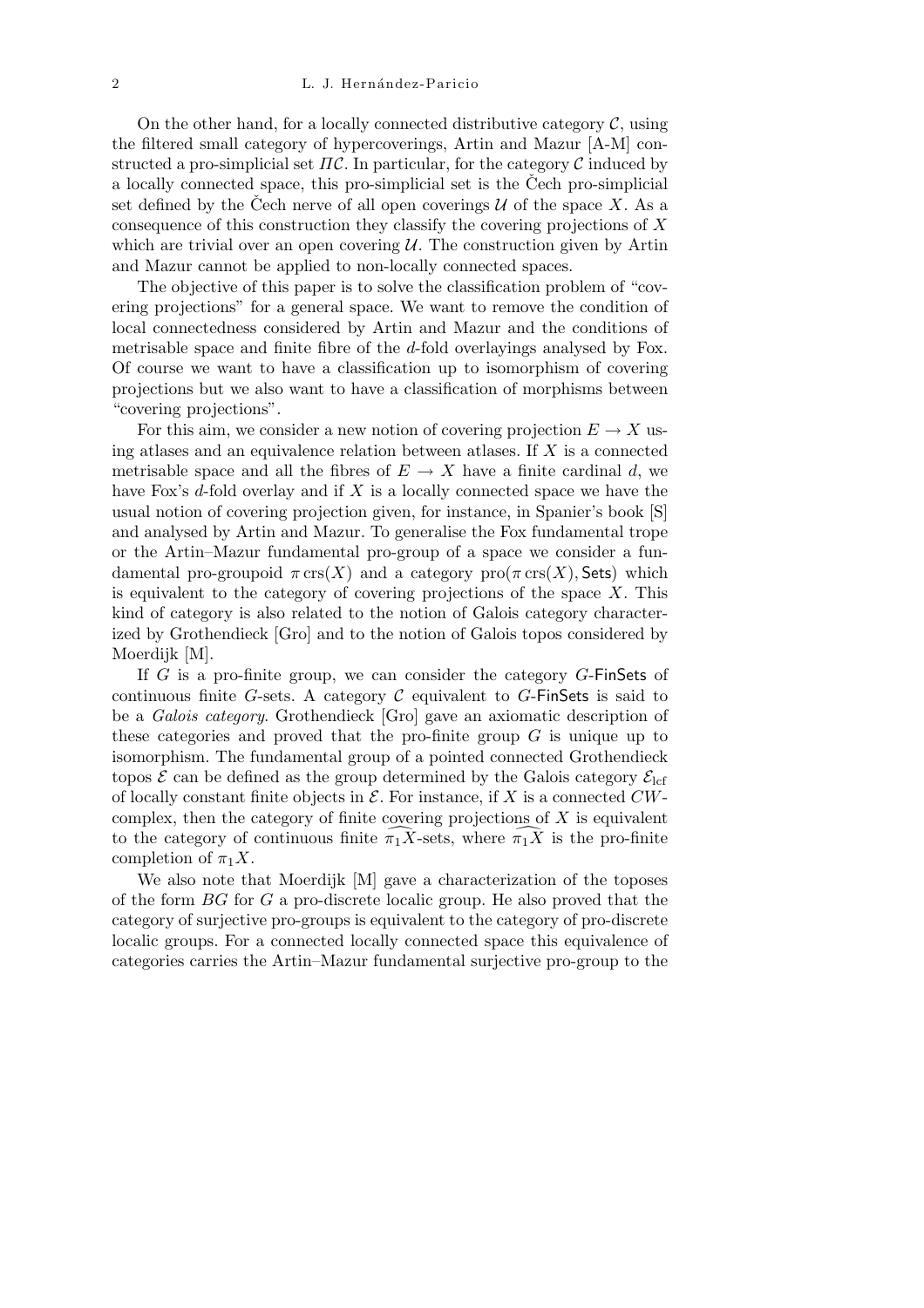On the other hand, for a locally connected distributive category $\mathcal{C}$, using the filtered small category of hypercoverings, Artin and Mazur [A-M] constructed a pro-simplicial set $\Pi\mathcal{C}$. In particular, for the category $\mathcal{C}$ induced by a locally connected space, this pro-simplicial set is the Čech pro-simplicial set defined by the Čech nerve of all open coverings $\mathcal{U}$ of the space $X$. As a consequence of this construction they classify the covering projections of $X$ which are trivial over an open covering $\mathcal{U}$. The construction given by Artin and Mazur cannot be applied to non-locally connected spaces.

The objective of this paper is to solve the classification problem of "covering projections" for a general space. We want to remove the condition of local connectedness considered by Artin and Mazur and the conditions of metrisable space and finite fibre of the $d$-fold overlayings analysed by Fox. Of course we want to have a classification up to isomorphism of covering projections but we also want to have a classification of morphisms between "covering projections".

For this aim, we consider a new notion of covering projection $E \to X$ using atlases and an equivalence relation between atlases. If $X$ is a connected metrisable space and all the fibres of $E \to X$ have a finite cardinal $d$, we have Fox's $d$-fold overlay and if $X$ is a locally connected space we have the usual notion of covering projection given, for instance, in Spanier's book [S] and analysed by Artin and Mazur. To generalise the Fox fundamental trope or the Artin–Mazur fundamental pro-group of a space we consider a fundamental pro-groupoid $\pi\operatorname{crs}(X)$ and a category $\operatorname{pro}(\pi\operatorname{crs}(X), \mathsf{Sets})$ which is equivalent to the category of covering projections of the space $X$. This kind of category is also related to the notion of Galois category characterized by Grothendieck [Gro] and to the notion of Galois topos considered by Moerdijk [M].

If $G$ is a pro-finite group, we can consider the category $G$-$\mathsf{FinSets}$ of continuous finite $G$-sets. A category $\mathcal{C}$ equivalent to $G$-$\mathsf{FinSets}$ is said to be a *Galois category*. Grothendieck [Gro] gave an axiomatic description of these categories and proved that the pro-finite group $G$ is unique up to isomorphism. The fundamental group of a pointed connected Grothendieck topos $\mathcal{E}$ can be defined as the group determined by the Galois category $\mathcal{E}_{\mathrm{lcf}}$ of locally constant finite objects in $\mathcal{E}$. For instance, if $X$ is a connected $CW$-complex, then the category of finite covering projections of $X$ is equivalent to the category of continuous finite $\widehat{\pi_1 X}$-sets, where $\widehat{\pi_1 X}$ is the pro-finite completion of $\pi_1 X$.

We also note that Moerdijk [M] gave a characterization of the toposes of the form $BG$ for $G$ a pro-discrete localic group. He also proved that the category of surjective pro-groups is equivalent to the category of pro-discrete localic groups. For a connected locally connected space this equivalence of categories carries the Artin–Mazur fundamental surjective pro-group to the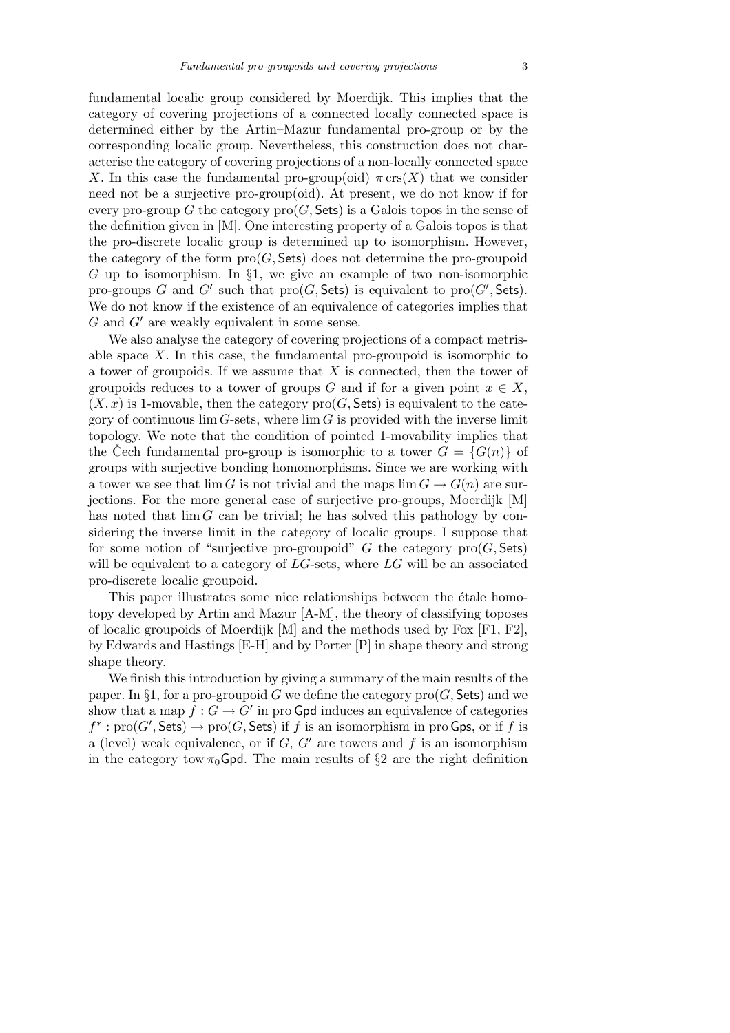fundamental localic group considered by Moerdijk. This implies that the category of covering projections of a connected locally connected space is determined either by the Artin–Mazur fundamental pro-group or by the corresponding localic group. Nevertheless, this construction does not characterise the category of covering projections of a non-locally connected space $X$. In this case the fundamental pro-group(oid) $\pi\,\mathrm{crs}(X)$ that we consider need not be a surjective pro-group(oid). At present, we do not know if for every pro-group $G$ the category $\mathrm{pro}(G, \mathsf{Sets})$ is a Galois topos in the sense of the definition given in [M]. One interesting property of a Galois topos is that the pro-discrete localic group is determined up to isomorphism. However, the category of the form $\mathrm{pro}(G, \mathsf{Sets})$ does not determine the pro-groupoid $G$ up to isomorphism. In §1, we give an example of two non-isomorphic pro-groups $G$ and $G'$ such that $\mathrm{pro}(G, \mathsf{Sets})$ is equivalent to $\mathrm{pro}(G', \mathsf{Sets})$. We do not know if the existence of an equivalence of categories implies that $G$ and $G'$ are weakly equivalent in some sense.

We also analyse the category of covering projections of a compact metrisable space $X$. In this case, the fundamental pro-groupoid is isomorphic to a tower of groupoids. If we assume that $X$ is connected, then the tower of groupoids reduces to a tower of groups $G$ and if for a given point $x \in X$, $(X, x)$ is 1-movable, then the category $\mathrm{pro}(G, \mathsf{Sets})$ is equivalent to the category of continuous $\lim G$-sets, where $\lim G$ is provided with the inverse limit topology. We note that the condition of pointed 1-movability implies that the Čech fundamental pro-group is isomorphic to a tower $G = \{G(n)\}$ of groups with surjective bonding homomorphisms. Since we are working with a tower we see that $\lim G$ is not trivial and the maps $\lim G \to G(n)$ are surjections. For the more general case of surjective pro-groups, Moerdijk [M] has noted that $\lim G$ can be trivial; he has solved this pathology by considering the inverse limit in the category of localic groups. I suppose that for some notion of "surjective pro-groupoid" $G$ the category $\mathrm{pro}(G, \mathsf{Sets})$ will be equivalent to a category of $LG$-sets, where $LG$ will be an associated pro-discrete localic groupoid.

This paper illustrates some nice relationships between the étale homotopy developed by Artin and Mazur [A-M], the theory of classifying toposes of localic groupoids of Moerdijk [M] and the methods used by Fox [F1, F2], by Edwards and Hastings [E-H] and by Porter [P] in shape theory and strong shape theory.

We finish this introduction by giving a summary of the main results of the paper. In §1, for a pro-groupoid $G$ we define the category $\mathrm{pro}(G, \mathsf{Sets})$ and we show that a map $f : G \to G'$ in $\mathrm{pro}\,\mathsf{Gpd}$ induces an equivalence of categories $f^* : \mathrm{pro}(G', \mathsf{Sets}) \to \mathrm{pro}(G, \mathsf{Sets})$ if $f$ is an isomorphism in $\mathrm{pro}\,\mathsf{Gps}$, or if $f$ is a (level) weak equivalence, or if $G$, $G'$ are towers and $f$ is an isomorphism in the category $\mathrm{tow}\,\pi_0\mathsf{Gpd}$. The main results of §2 are the right definition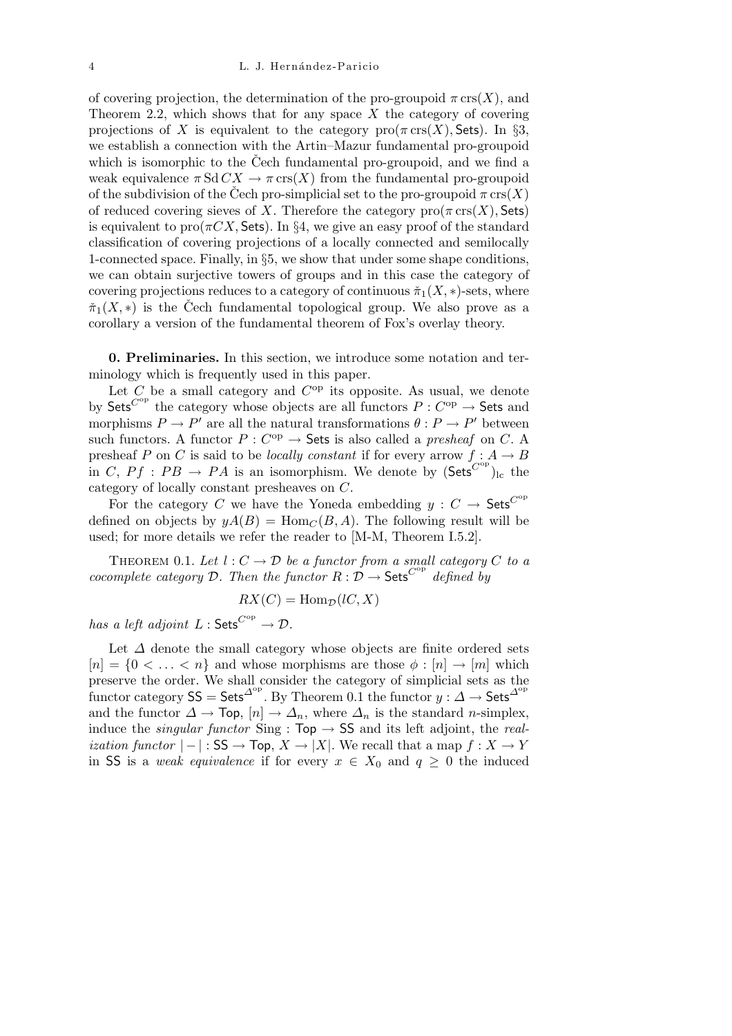of covering projection, the determination of the pro-groupoid $\pi\operatorname{crs}(X)$, and Theorem 2.2, which shows that for any space $X$ the category of covering projections of $X$ is equivalent to the category $\operatorname{pro}(\pi\operatorname{crs}(X), \mathsf{Sets})$. In §3, we establish a connection with the Artin–Mazur fundamental pro-groupoid which is isomorphic to the Čech fundamental pro-groupoid, and we find a weak equivalence $\pi\operatorname{Sd}CX \to \pi\operatorname{crs}(X)$ from the fundamental pro-groupoid of the subdivision of the Čech pro-simplicial set to the pro-groupoid $\pi\operatorname{crs}(X)$ of reduced covering sieves of $X$. Therefore the category $\operatorname{pro}(\pi\operatorname{crs}(X), \mathsf{Sets})$ is equivalent to $\operatorname{pro}(\pi CX, \mathsf{Sets})$. In §4, we give an easy proof of the standard classification of covering projections of a locally connected and semilocally 1-connected space. Finally, in §5, we show that under some shape conditions, we can obtain surjective towers of groups and in this case the category of covering projections reduces to a category of continuous $\check{\pi}_1(X,*)$-sets, where $\check{\pi}_1(X,*)$ is the Čech fundamental topological group. We also prove as a corollary a version of the fundamental theorem of Fox's overlay theory.

**0. Preliminaries.** In this section, we introduce some notation and terminology which is frequently used in this paper.

Let $C$ be a small category and $C^{\mathrm{op}}$ its opposite. As usual, we denote by $\mathsf{Sets}^{C^{\mathrm{op}}}$ the category whose objects are all functors $P : C^{\mathrm{op}} \to \mathsf{Sets}$ and morphisms $P \to P'$ are all the natural transformations $\theta : P \to P'$ between such functors. A functor $P : C^{\mathrm{op}} \to \mathsf{Sets}$ is also called a *presheaf* on $C$. A presheaf $P$ on $C$ is said to be *locally constant* if for every arrow $f : A \to B$ in $C$, $Pf : PB \to PA$ is an isomorphism. We denote by $(\mathsf{Sets}^{C^{\mathrm{op}}})_{\mathrm{lc}}$ the category of locally constant presheaves on $C$.

For the category $C$ we have the Yoneda embedding $y : C \to \mathsf{Sets}^{C^{\mathrm{op}}}$ defined on objects by $yA(B) = \operatorname{Hom}_C(B, A)$. The following result will be used; for more details we refer the reader to [M-M, Theorem I.5.2].

THEOREM 0.1. *Let $l : C \to \mathcal{D}$ be a functor from a small category $C$ to a cocomplete category $\mathcal{D}$. Then the functor $R : \mathcal{D} \to \mathsf{Sets}^{C^{\mathrm{op}}}$ defined by*

$$RX(C) = \operatorname{Hom}_{\mathcal{D}}(lC, X)$$

*has a left adjoint $L : \mathsf{Sets}^{C^{\mathrm{op}}} \to \mathcal{D}$.*

Let $\Delta$ denote the small category whose objects are finite ordered sets $[n] = \{0 < \ldots < n\}$ and whose morphisms are those $\phi : [n] \to [m]$ which preserve the order. We shall consider the category of simplicial sets as the functor category $\mathsf{SS} = \mathsf{Sets}^{\Delta^{\mathrm{op}}}$. By Theorem 0.1 the functor $y : \Delta \to \mathsf{Sets}^{\Delta^{\mathrm{op}}}$ and the functor $\Delta \to \mathsf{Top}$, $[n] \to \Delta_n$, where $\Delta_n$ is the standard $n$-simplex, induce the *singular functor* $\operatorname{Sing} : \mathsf{Top} \to \mathsf{SS}$ and its left adjoint, the *realization functor* $|-| : \mathsf{SS} \to \mathsf{Top}$, $X \to |X|$. We recall that a map $f : X \to Y$ in $\mathsf{SS}$ is a *weak equivalence* if for every $x \in X_0$ and $q \geq 0$ the induced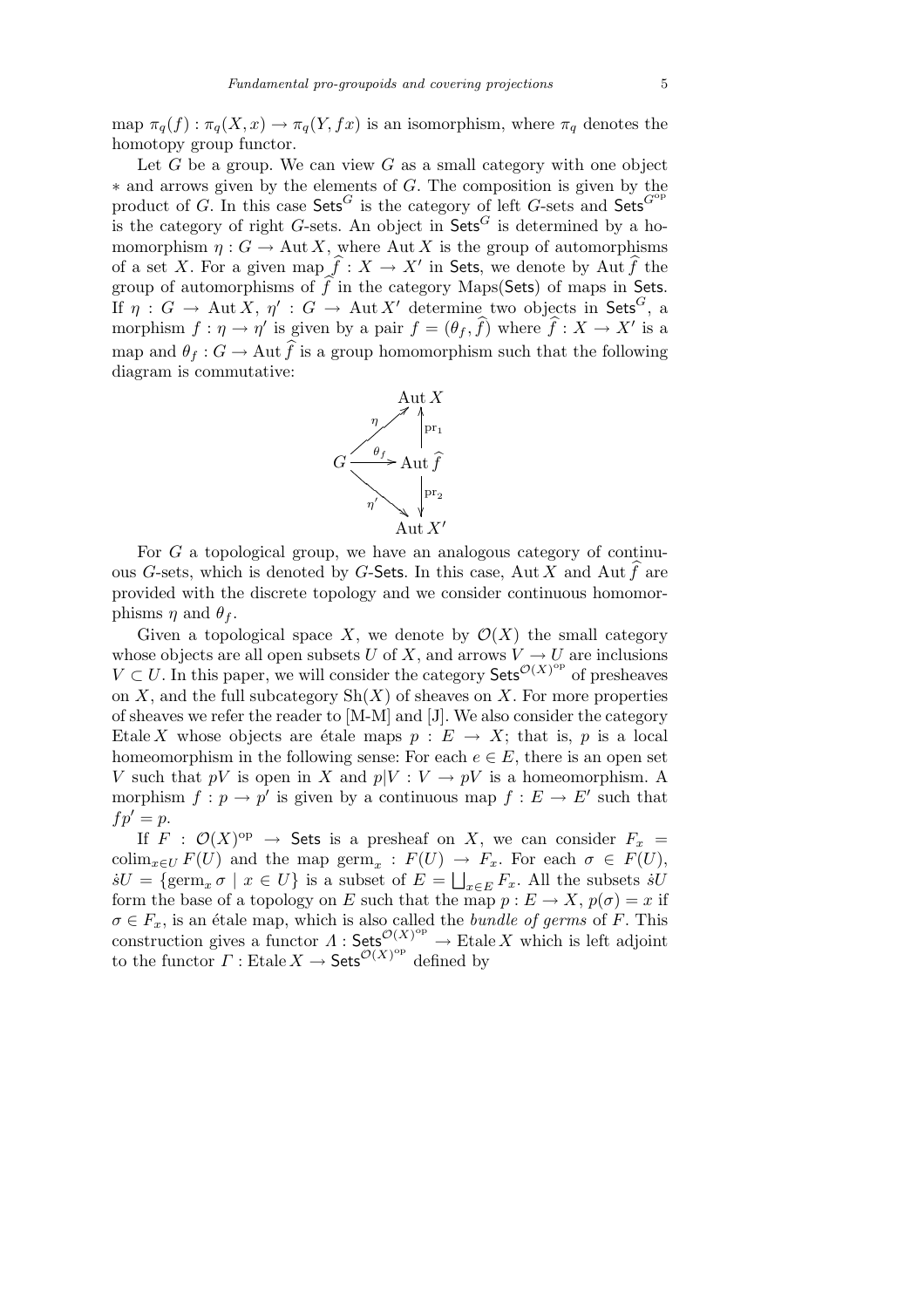map $\pi_q(f) : \pi_q(X, x) \to \pi_q(Y, fx)$ is an isomorphism, where $\pi_q$ denotes the homotopy group functor.

Let $G$ be a group. We can view $G$ as a small category with one object $*$ and arrows given by the elements of $G$. The composition is given by the product of $G$. In this case $\mathsf{Sets}^G$ is the category of left $G$-sets and $\mathsf{Sets}^{G^{\mathrm{op}}}$ is the category of right $G$-sets. An object in $\mathsf{Sets}^G$ is determined by a homomorphism $\eta : G \to \operatorname{Aut} X$, where $\operatorname{Aut} X$ is the group of automorphisms of a set $X$. For a given map $\widehat{f} : X \to X'$ in $\mathsf{Sets}$, we denote by $\operatorname{Aut} \widehat{f}$ the group of automorphisms of $\widehat{f}$ in the category Maps($\mathsf{Sets}$) of maps in $\mathsf{Sets}$. If $\eta : G \to \operatorname{Aut} X$, $\eta' : G \to \operatorname{Aut} X'$ determine two objects in $\mathsf{Sets}^G$, a morphism $f : \eta \to \eta'$ is given by a pair $f = (\theta_f, \widehat{f})$ where $\widehat{f} : X \to X'$ is a map and $\theta_f : G \to \operatorname{Aut} \widehat{f}$ is a group homomorphism such that the following diagram is commutative:

$$
\begin{array}{ccc}
 & & \operatorname{Aut} X \\
 & \overset{\eta}{\nearrow} & \uparrow \mathrm{pr}_1 \\
G & \xrightarrow{\theta_f} & \operatorname{Aut} \widehat{f} \\
 & \underset{\eta'}{\searrow} & \downarrow \mathrm{pr}_2 \\
 & & \operatorname{Aut} X'
\end{array}
$$

For $G$ a topological group, we have an analogous category of continuous $G$-sets, which is denoted by $G$-$\mathsf{Sets}$. In this case, $\operatorname{Aut} X$ and $\operatorname{Aut} \widehat{f}$ are provided with the discrete topology and we consider continuous homomorphisms $\eta$ and $\theta_f$.

Given a topological space $X$, we denote by $\mathcal{O}(X)$ the small category whose objects are all open subsets $U$ of $X$, and arrows $V \to U$ are inclusions $V \subset U$. In this paper, we will consider the category $\mathsf{Sets}^{\mathcal{O}(X)^{\mathrm{op}}}$ of presheaves on $X$, and the full subcategory $\mathrm{Sh}(X)$ of sheaves on $X$. For more properties of sheaves we refer the reader to [M-M] and [J]. We also consider the category $\operatorname{Etale} X$ whose objects are étale maps $p : E \to X$; that is, $p$ is a local homeomorphism in the following sense: For each $e \in E$, there is an open set $V$ such that $pV$ is open in $X$ and $p|V : V \to pV$ is a homeomorphism. A morphism $f : p \to p'$ is given by a continuous map $f : E \to E'$ such that $fp' = p$.

If $F : \mathcal{O}(X)^{\mathrm{op}} \to \mathsf{Sets}$ is a presheaf on $X$, we can consider $F_x = \operatorname{colim}_{x \in U} F(U)$ and the map $\operatorname{germ}_x : F(U) \to F_x$. For each $\sigma \in F(U)$, $\dot{s}U = \{\operatorname{germ}_x \sigma \mid x \in U\}$ is a subset of $E = \bigsqcup_{x \in E} F_x$. All the subsets $\dot{s}U$ form the base of a topology on $E$ such that the map $p : E \to X$, $p(\sigma) = x$ if $\sigma \in F_x$, is an étale map, which is also called the *bundle of germs* of $F$. This construction gives a functor $\Lambda : \mathsf{Sets}^{\mathcal{O}(X)^{\mathrm{op}}} \to \operatorname{Etale} X$ which is left adjoint to the functor $\Gamma : \operatorname{Etale} X \to \mathsf{Sets}^{\mathcal{O}(X)^{\mathrm{op}}}$ defined by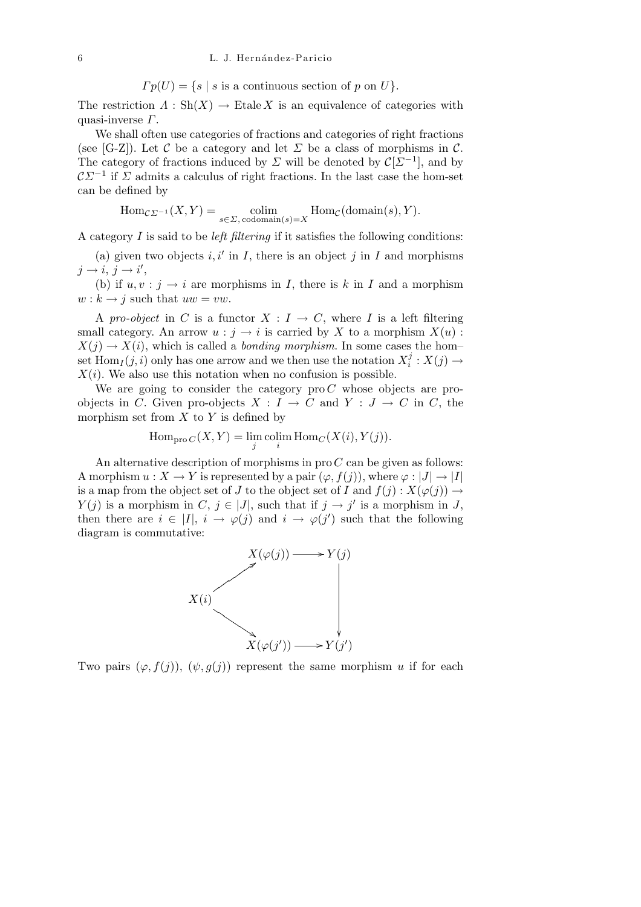$$\Gamma p(U) = \{s \mid s \text{ is a continuous section of } p \text{ on } U\}.$$

The restriction $\Lambda : \mathrm{Sh}(X) \to \mathrm{Etale}\, X$ is an equivalence of categories with quasi-inverse $\Gamma$.

We shall often use categories of fractions and categories of right fractions (see [G-Z]). Let $\mathcal{C}$ be a category and let $\Sigma$ be a class of morphisms in $\mathcal{C}$. The category of fractions induced by $\Sigma$ will be denoted by $\mathcal{C}[\Sigma^{-1}]$, and by $\mathcal{C}\Sigma^{-1}$ if $\Sigma$ admits a calculus of right fractions. In the last case the hom-set can be defined by

$$\mathrm{Hom}_{\mathcal{C}\Sigma^{-1}}(X, Y) = \operatorname*{colim}_{s \in \Sigma,\, \mathrm{codomain}(s) = X} \mathrm{Hom}_{\mathcal{C}}(\mathrm{domain}(s), Y).$$

A category $I$ is said to be *left filtering* if it satisfies the following conditions:

(a) given two objects $i, i'$ in $I$, there is an object $j$ in $I$ and morphisms $j \to i$, $j \to i'$,

(b) if $u, v : j \to i$ are morphisms in $I$, there is $k$ in $I$ and a morphism $w : k \to j$ such that $uw = vw$.

A *pro-object* in $C$ is a functor $X : I \to C$, where $I$ is a left filtering small category. An arrow $u : j \to i$ is carried by $X$ to a morphism $X(u) : X(j) \to X(i)$, which is called a *bonding morphism*. In some cases the hom–set $\mathrm{Hom}_I(j, i)$ only has one arrow and we then use the notation $X_i^j : X(j) \to X(i)$. We also use this notation when no confusion is possible.

We are going to consider the category $\mathrm{pro}\, C$ whose objects are pro-objects in $C$. Given pro-objects $X : I \to C$ and $Y : J \to C$ in $C$, the morphism set from $X$ to $Y$ is defined by

$$\mathrm{Hom}_{\mathrm{pro}\, C}(X, Y) = \lim_{j} \operatorname*{colim}_{i} \mathrm{Hom}_C(X(i), Y(j)).$$

An alternative description of morphisms in $\mathrm{pro}\, C$ can be given as follows: A morphism $u : X \to Y$ is represented by a pair $(\varphi, f(j))$, where $\varphi : |J| \to |I|$ is a map from the object set of $J$ to the object set of $I$ and $f(j) : X(\varphi(j)) \to Y(j)$ is a morphism in $C$, $j \in |J|$, such that if $j \to j'$ is a morphism in $J$, then there are $i \in |I|$, $i \to \varphi(j)$ and $i \to \varphi(j')$ such that the following diagram is commutative:

$$\begin{array}{ccc} & X(\varphi(j)) \longrightarrow Y(j) \\ \nearrow & & \downarrow \\ X(i) & & \\ \searrow & & \downarrow \\ & X(\varphi(j')) \longrightarrow Y(j') \end{array}$$

Two pairs $(\varphi, f(j))$, $(\psi, g(j))$ represent the same morphism $u$ if for each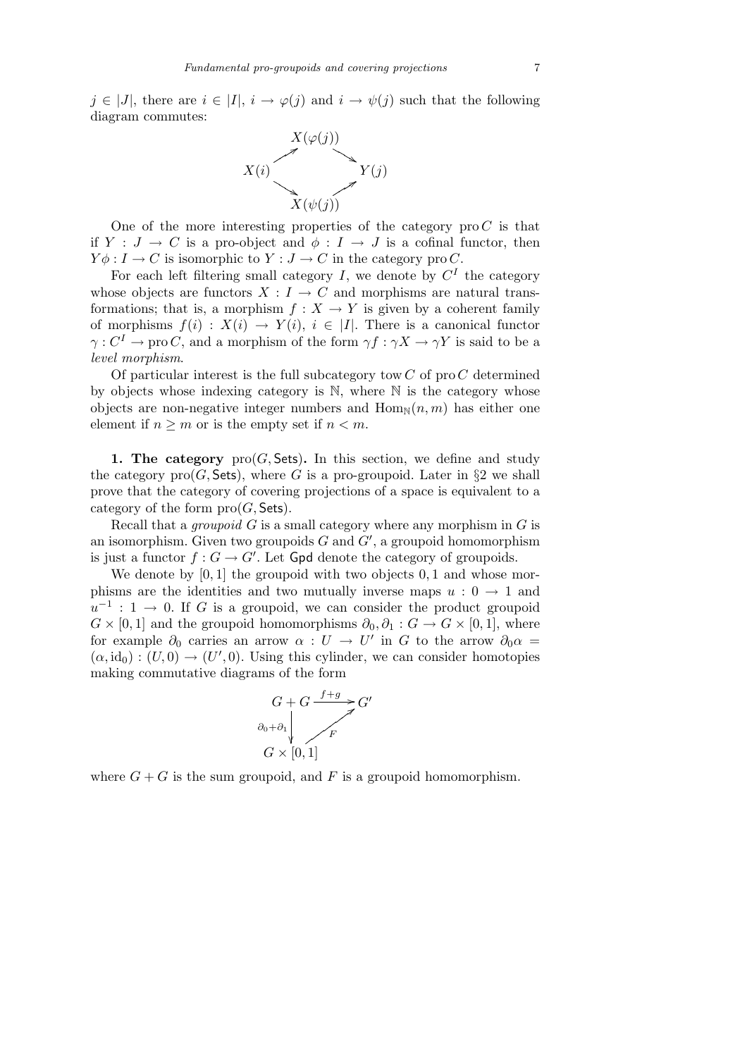$j \in |J|$, there are $i \in |I|$, $i \to \varphi(j)$ and $i \to \psi(j)$ such that the following diagram commutes:

$$\begin{array}{ccccc} & & X(\varphi(j)) & & \\ & \nearrow & & \searrow & \\ X(i) & & & & Y(j) \\ & \searrow & & \nearrow & \\ & & X(\psi(j)) & & \end{array}$$

One of the more interesting properties of the category $\operatorname{pro} C$ is that if $Y : J \to C$ is a pro-object and $\phi : I \to J$ is a cofinal functor, then $Y\phi : I \to C$ is isomorphic to $Y : J \to C$ in the category $\operatorname{pro} C$.

For each left filtering small category $I$, we denote by $C^I$ the category whose objects are functors $X : I \to C$ and morphisms are natural transformations; that is, a morphism $f : X \to Y$ is given by a coherent family of morphisms $f(i) : X(i) \to Y(i)$, $i \in |I|$. There is a canonical functor $\gamma : C^I \to \operatorname{pro} C$, and a morphism of the form $\gamma f : \gamma X \to \gamma Y$ is said to be a *level morphism*.

Of particular interest is the full subcategory $\operatorname{tow} C$ of $\operatorname{pro} C$ determined by objects whose indexing category is $\mathbb{N}$, where $\mathbb{N}$ is the category whose objects are non-negative integer numbers and $\operatorname{Hom}_{\mathbb{N}}(n, m)$ has either one element if $n \geq m$ or is the empty set if $n < m$.

**1. The category** $\operatorname{pro}(G, \mathsf{Sets})$**.** In this section, we define and study the category $\operatorname{pro}(G, \mathsf{Sets})$, where $G$ is a pro-groupoid. Later in §2 we shall prove that the category of covering projections of a space is equivalent to a category of the form $\operatorname{pro}(G, \mathsf{Sets})$.

Recall that a *groupoid* $G$ is a small category where any morphism in $G$ is an isomorphism. Given two groupoids $G$ and $G'$, a groupoid homomorphism is just a functor $f : G \to G'$. Let $\mathsf{Gpd}$ denote the category of groupoids.

We denote by $[0, 1]$ the groupoid with two objects $0, 1$ and whose morphisms are the identities and two mutually inverse maps $u : 0 \to 1$ and $u^{-1} : 1 \to 0$. If $G$ is a groupoid, we can consider the product groupoid $G \times [0, 1]$ and the groupoid homomorphisms $\partial_0, \partial_1 : G \to G \times [0, 1]$, where for example $\partial_0$ carries an arrow $\alpha : U \to U'$ in $G$ to the arrow $\partial_0 \alpha = (\alpha, \mathrm{id}_0) : (U, 0) \to (U', 0)$. Using this cylinder, we can consider homotopies making commutative diagrams of the form

$$\begin{array}{ccc} G + G & \xrightarrow{f+g} & G' \\ {\scriptstyle \partial_0 + \partial_1} \downarrow & \nearrow_{F} & \\ G \times [0,1] & & \end{array}$$

where $G + G$ is the sum groupoid, and $F$ is a groupoid homomorphism.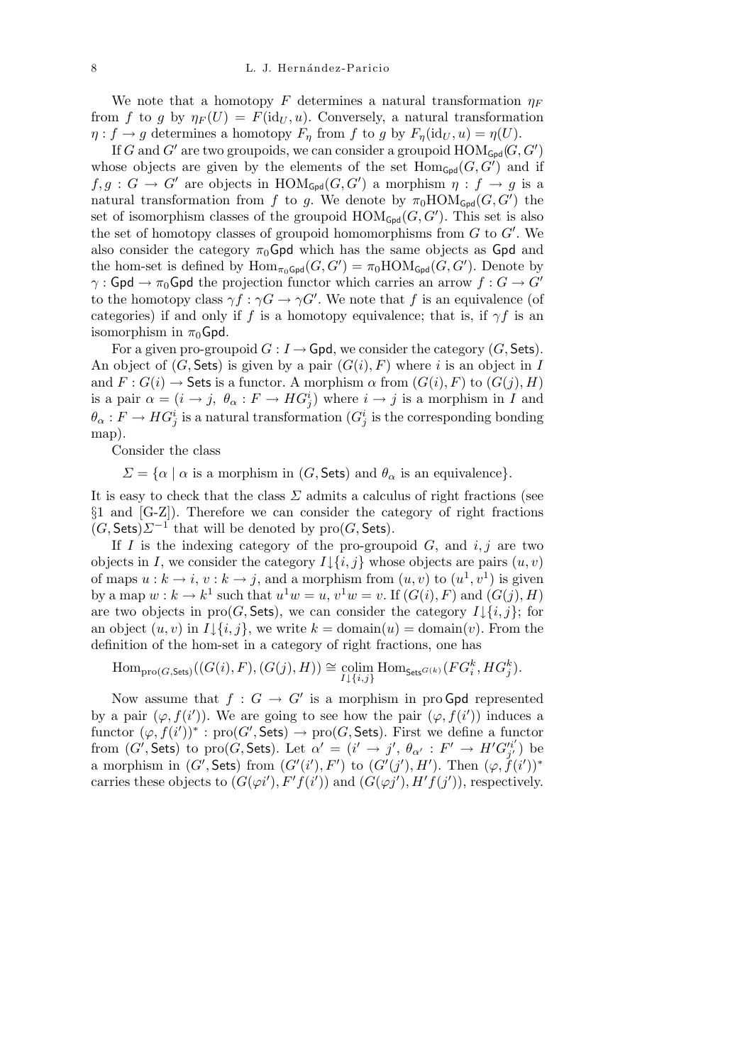We note that a homotopy $F$ determines a natural transformation $\eta_F$ from $f$ to $g$ by $\eta_F(U) = F(\mathrm{id}_U, u)$. Conversely, a natural transformation $\eta : f \to g$ determines a homotopy $F_\eta$ from $f$ to $g$ by $F_\eta(\mathrm{id}_U, u) = \eta(U)$.

If $G$ and $G'$ are two groupoids, we can consider a groupoid $\mathrm{HOM}_{\mathsf{Gpd}}(G, G')$ whose objects are given by the elements of the set $\mathrm{Hom}_{\mathsf{Gpd}}(G, G')$ and if $f, g : G \to G'$ are objects in $\mathrm{HOM}_{\mathsf{Gpd}}(G, G')$ a morphism $\eta : f \to g$ is a natural transformation from $f$ to $g$. We denote by $\pi_0\mathrm{HOM}_{\mathsf{Gpd}}(G, G')$ the set of isomorphism classes of the groupoid $\mathrm{HOM}_{\mathsf{Gpd}}(G, G')$. This set is also the set of homotopy classes of groupoid homomorphisms from $G$ to $G'$. We also consider the category $\pi_0\mathsf{Gpd}$ which has the same objects as $\mathsf{Gpd}$ and the hom-set is defined by $\mathrm{Hom}_{\pi_0\mathsf{Gpd}}(G, G') = \pi_0\mathrm{HOM}_{\mathsf{Gpd}}(G, G')$. Denote by $\gamma : \mathsf{Gpd} \to \pi_0\mathsf{Gpd}$ the projection functor which carries an arrow $f : G \to G'$ to the homotopy class $\gamma f : \gamma G \to \gamma G'$. We note that $f$ is an equivalence (of categories) if and only if $f$ is a homotopy equivalence; that is, if $\gamma f$ is an isomorphism in $\pi_0\mathsf{Gpd}$.

For a given pro-groupoid $G : I \to \mathsf{Gpd}$, we consider the category $(G, \mathsf{Sets})$. An object of $(G, \mathsf{Sets})$ is given by a pair $(G(i), F)$ where $i$ is an object in $I$ and $F : G(i) \to \mathsf{Sets}$ is a functor. A morphism $\alpha$ from $(G(i), F)$ to $(G(j), H)$ is a pair $\alpha = (i \to j,\ \theta_\alpha : F \to HG^i_j)$ where $i \to j$ is a morphism in $I$ and $\theta_\alpha : F \to HG^i_j$ is a natural transformation ($G^i_j$ is the corresponding bonding map).

Consider the class

$$\Sigma = \{\alpha \mid \alpha \text{ is a morphism in } (G, \mathsf{Sets}) \text{ and } \theta_\alpha \text{ is an equivalence}\}.$$

It is easy to check that the class $\Sigma$ admits a calculus of right fractions (see §1 and [G-Z]). Therefore we can consider the category of right fractions $(G, \mathsf{Sets})\Sigma^{-1}$ that will be denoted by $\mathrm{pro}(G, \mathsf{Sets})$.

If $I$ is the indexing category of the pro-groupoid $G$, and $i, j$ are two objects in $I$, we consider the category $I{\downarrow}\{i, j\}$ whose objects are pairs $(u, v)$ of maps $u : k \to i$, $v : k \to j$, and a morphism from $(u, v)$ to $(u^1, v^1)$ is given by a map $w : k \to k^1$ such that $u^1 w = u$, $v^1 w = v$. If $(G(i), F)$ and $(G(j), H)$ are two objects in $\mathrm{pro}(G, \mathsf{Sets})$, we can consider the category $I{\downarrow}\{i, j\}$; for an object $(u, v)$ in $I{\downarrow}\{i, j\}$, we write $k = \mathrm{domain}(u) = \mathrm{domain}(v)$. From the definition of the hom-set in a category of right fractions, one has

$$\mathrm{Hom}_{\mathrm{pro}(G,\mathsf{Sets})}((G(i), F), (G(j), H)) \cong \operatorname*{colim}_{I\downarrow\{i,j\}} \mathrm{Hom}_{\mathsf{Sets}^{G(k)}}(FG^k_i, HG^k_j).$$

Now assume that $f : G \to G'$ is a morphism in $\mathrm{pro}\,\mathsf{Gpd}$ represented by a pair $(\varphi, f(i'))$. We are going to see how the pair $(\varphi, f(i'))$ induces a functor $(\varphi, f(i'))^* : \mathrm{pro}(G', \mathsf{Sets}) \to \mathrm{pro}(G, \mathsf{Sets})$. First we define a functor from $(G', \mathsf{Sets})$ to $\mathrm{pro}(G, \mathsf{Sets})$. Let $\alpha' = (i' \to j',\ \theta_{\alpha'} : F' \to H'G'^{i'}_{j'})$ be a morphism in $(G', \mathsf{Sets})$ from $(G'(i'), F')$ to $(G'(j'), H')$. Then $(\varphi, f(i'))^*$ carries these objects to $(G(\varphi i'), F'f(i'))$ and $(G(\varphi j'), H'f(j'))$, respectively.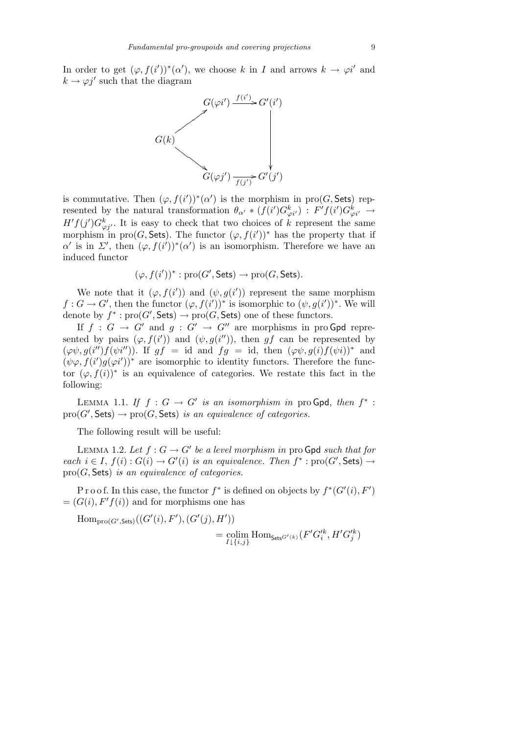In order to get $(\varphi, f(i'))^*(\alpha')$, we choose $k$ in $I$ and arrows $k \to \varphi i'$ and $k \to \varphi j'$ such that the diagram

$$
\begin{array}{ccc}
 & G(\varphi i') \xrightarrow{f(i')} G'(i') & \\
G(k) \nearrow & & \downarrow \\
\searrow & G(\varphi j') \xrightarrow[f(j')]{} G'(j') &
\end{array}
$$

is commutative. Then $(\varphi, f(i'))^*(\alpha')$ is the morphism in $\mathrm{pro}(G, \mathsf{Sets})$ represented by the natural transformation $\theta_{\alpha'} * (f(i')G^k_{\varphi i'}) : F'f(i')G^k_{\varphi i'} \to H'f(j')G^k_{\varphi j'}$. It is easy to check that two choices of $k$ represent the same morphism in $\mathrm{pro}(G, \mathsf{Sets})$. The functor $(\varphi, f(i'))^*$ has the property that if $\alpha'$ is in $\Sigma'$, then $(\varphi, f(i'))^*(\alpha')$ is an isomorphism. Therefore we have an induced functor

$$(\varphi, f(i'))^* : \mathrm{pro}(G', \mathsf{Sets}) \to \mathrm{pro}(G, \mathsf{Sets}).$$

We note that it $(\varphi, f(i'))$ and $(\psi, g(i'))$ represent the same morphism $f : G \to G'$, then the functor $(\varphi, f(i'))^*$ is isomorphic to $(\psi, g(i'))^*$. We will denote by $f^* : \mathrm{pro}(G', \mathsf{Sets}) \to \mathrm{pro}(G, \mathsf{Sets})$ one of these functors.

If $f : G \to G'$ and $g : G' \to G''$ are morphisms in $\mathrm{pro}\,\mathsf{Gpd}$ represented by pairs $(\varphi, f(i'))$ and $(\psi, g(i''))$, then $gf$ can be represented by $(\varphi\psi, g(i'')f(\psi i''))$. If $gf = \mathrm{id}$ and $fg = \mathrm{id}$, then $(\varphi\psi, g(i)f(\psi i))^*$ and $(\psi\varphi, f(i')g(\varphi i'))^*$ are isomorphic to identity functors. Therefore the functor $(\varphi, f(i))^*$ is an equivalence of categories. We restate this fact in the following:

Lemma 1.1. *If $f : G \to G'$ is an isomorphism in $\mathrm{pro}\,\mathsf{Gpd}$, then $f^* : \mathrm{pro}(G', \mathsf{Sets}) \to \mathrm{pro}(G, \mathsf{Sets})$ is an equivalence of categories.*

The following result will be useful:

Lemma 1.2. *Let $f : G \to G'$ be a level morphism in $\mathrm{pro}\,\mathsf{Gpd}$ such that for each $i \in I$, $f(i) : G(i) \to G'(i)$ is an equivalence. Then $f^* : \mathrm{pro}(G', \mathsf{Sets}) \to \mathrm{pro}(G, \mathsf{Sets})$ is an equivalence of categories.*

Proof. In this case, the functor $f^*$ is defined on objects by $f^*(G'(i), F') = (G(i), F'f(i))$ and for morphisms one has

$$\mathrm{Hom}_{\mathrm{pro}(G', \mathsf{Sets})}((G'(i), F'), (G'(j), H')) = \operatorname*{colim}_{I\downarrow\{i,j\}} \mathrm{Hom}_{\mathsf{Sets}^{G'(k)}}(F'G'^k_i, H'G'^k_j)$$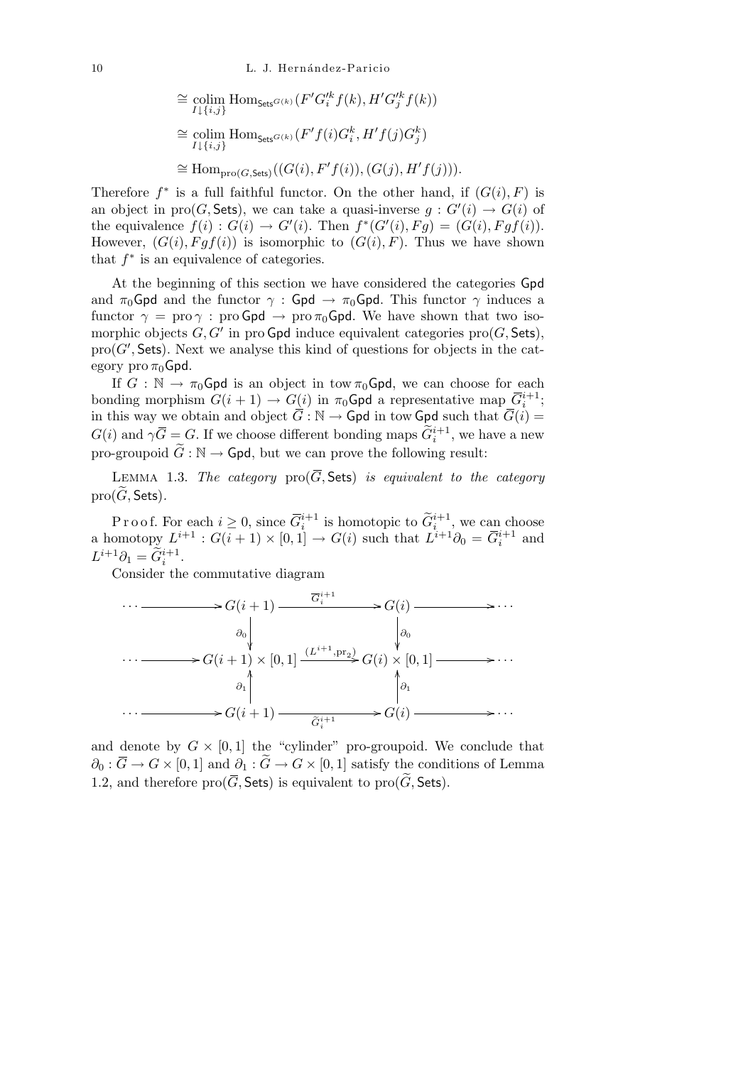$$\cong \operatorname*{colim}_{I\downarrow\{i,j\}} \operatorname{Hom}_{\mathsf{Sets}^{G(k)}}(F'G_i'^k f(k), H'G_j'^k f(k))$$

$$\cong \operatorname*{colim}_{I\downarrow\{i,j\}} \operatorname{Hom}_{\mathsf{Sets}^{G(k)}}(F'f(i)G_i^k, H'f(j)G_j^k)$$

$$\cong \operatorname{Hom}_{\operatorname{pro}(G,\mathsf{Sets})}((G(i), F'f(i)), (G(j), H'f(j))).$$

Therefore $f^*$ is a full faithful functor. On the other hand, if $(G(i), F)$ is an object in $\operatorname{pro}(G, \mathsf{Sets})$, we can take a quasi-inverse $g : G'(i) \to G(i)$ of the equivalence $f(i) : G(i) \to G'(i)$. Then $f^*(G'(i), Fg) = (G(i), Fgf(i))$. However, $(G(i), Fgf(i))$ is isomorphic to $(G(i), F)$. Thus we have shown that $f^*$ is an equivalence of categories.

At the beginning of this section we have considered the categories $\mathsf{Gpd}$ and $\pi_0\mathsf{Gpd}$ and the functor $\gamma : \mathsf{Gpd} \to \pi_0\mathsf{Gpd}$. This functor $\gamma$ induces a functor $\gamma = \operatorname{pro}\gamma : \operatorname{pro}\mathsf{Gpd} \to \operatorname{pro}\pi_0\mathsf{Gpd}$. We have shown that two isomorphic objects $G, G'$ in $\operatorname{pro}\mathsf{Gpd}$ induce equivalent categories $\operatorname{pro}(G, \mathsf{Sets})$, $\operatorname{pro}(G', \mathsf{Sets})$. Next we analyse this kind of questions for objects in the category $\operatorname{pro}\pi_0\mathsf{Gpd}$.

If $G : \mathbb{N} \to \pi_0\mathsf{Gpd}$ is an object in $\operatorname{tow}\pi_0\mathsf{Gpd}$, we can choose for each bonding morphism $G(i+1) \to G(i)$ in $\pi_0\mathsf{Gpd}$ a representative map $\overline{G}_i^{i+1}$; in this way we obtain and object $\overline{G} : \mathbb{N} \to \mathsf{Gpd}$ in $\operatorname{tow}\mathsf{Gpd}$ such that $\overline{G}(i) = G(i)$ and $\gamma\overline{G} = G$. If we choose different bonding maps $\widetilde{G}_i^{i+1}$, we have a new pro-groupoid $\widetilde{G} : \mathbb{N} \to \mathsf{Gpd}$, but we can prove the following result:

LEMMA 1.3. *The category* $\operatorname{pro}(\overline{G}, \mathsf{Sets})$ *is equivalent to the category* $\operatorname{pro}(\widetilde{G}, \mathsf{Sets})$.

Proof. For each $i \geq 0$, since $\overline{G}_i^{i+1}$ is homotopic to $\widetilde{G}_i^{i+1}$, we can choose a homotopy $L^{i+1} : G(i+1) \times [0,1] \to G(i)$ such that $L^{i+1}\partial_0 = \overline{G}_i^{i+1}$ and $L^{i+1}\partial_1 = \widetilde{G}_i^{i+1}$.

Consider the commutative diagram

$$\begin{array}{ccccccc}
\cdots \longrightarrow & G(i+1) & \xrightarrow{\overline{G}_i^{i+1}} & G(i) & \longrightarrow \cdots \\
& \downarrow{\partial_0} & & \downarrow{\partial_0} & \\
\cdots \longrightarrow & G(i+1)\times[0,1] & \xrightarrow{(L^{i+1},\mathrm{pr}_2)} & G(i)\times[0,1] & \longrightarrow \cdots \\
& \uparrow{\partial_1} & & \uparrow{\partial_1} & \\
\cdots \longrightarrow & G(i+1) & \xrightarrow{\widetilde{G}_i^{i+1}} & G(i) & \longrightarrow \cdots
\end{array}$$

and denote by $G \times [0,1]$ the "cylinder" pro-groupoid. We conclude that $\partial_0 : \overline{G} \to G \times [0,1]$ and $\partial_1 : \widetilde{G} \to G \times [0,1]$ satisfy the conditions of Lemma 1.2, and therefore $\operatorname{pro}(\overline{G}, \mathsf{Sets})$ is equivalent to $\operatorname{pro}(\widetilde{G}, \mathsf{Sets})$.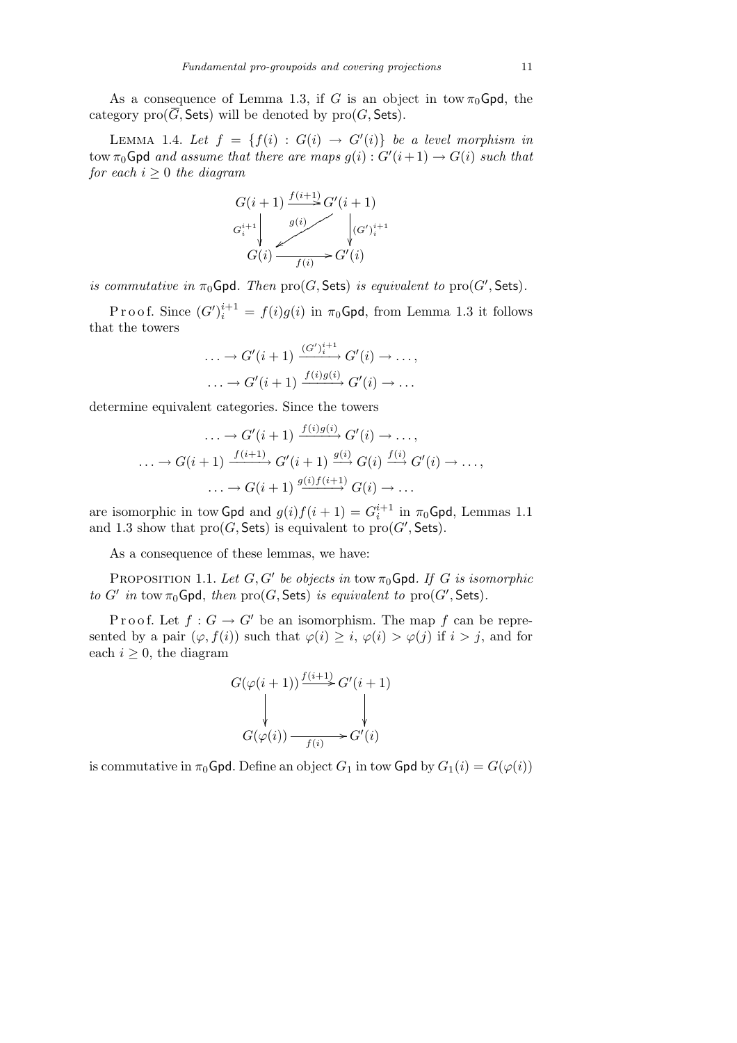As a consequence of Lemma 1.3, if $G$ is an object in $\operatorname{tow} \pi_0\mathsf{Gpd}$, the category $\operatorname{pro}(\overline{G}, \mathsf{Sets})$ will be denoted by $\operatorname{pro}(G, \mathsf{Sets})$.

LEMMA 1.4. *Let $f = \{f(i) : G(i) \to G'(i)\}$ be a level morphism in $\operatorname{tow} \pi_0\mathsf{Gpd}$ and assume that there are maps $g(i) : G'(i+1) \to G(i)$ such that for each $i \geq 0$ the diagram*

$$\begin{array}{ccc}
G(i+1) & \xrightarrow{f(i+1)} & G'(i+1) \\
{\scriptstyle G_i^{i+1}} \downarrow & \swarrow {\scriptstyle g(i)} & \downarrow {\scriptstyle (G')_i^{i+1}} \\
G(i) & \xrightarrow[f(i)]{} & G'(i)
\end{array}$$

*is commutative in $\pi_0\mathsf{Gpd}$. Then $\operatorname{pro}(G, \mathsf{Sets})$ is equivalent to $\operatorname{pro}(G', \mathsf{Sets})$.*

Proof. Since $(G')_i^{i+1} = f(i)g(i)$ in $\pi_0\mathsf{Gpd}$, from Lemma 1.3 it follows that the towers

$$\ldots \to G'(i+1) \xrightarrow{(G')_i^{i+1}} G'(i) \to \ldots,$$
$$\ldots \to G'(i+1) \xrightarrow{f(i)g(i)} G'(i) \to \ldots$$

determine equivalent categories. Since the towers

$$\ldots \to G'(i+1) \xrightarrow{f(i)g(i)} G'(i) \to \ldots,$$
$$\ldots \to G(i+1) \xrightarrow{f(i+1)} G'(i+1) \xrightarrow{g(i)} G(i) \xrightarrow{f(i)} G'(i) \to \ldots,$$
$$\ldots \to G(i+1) \xrightarrow{g(i)f(i+1)} G(i) \to \ldots$$

are isomorphic in $\operatorname{tow} \mathsf{Gpd}$ and $g(i)f(i+1) = G_i^{i+1}$ in $\pi_0\mathsf{Gpd}$, Lemmas 1.1 and 1.3 show that $\operatorname{pro}(G, \mathsf{Sets})$ is equivalent to $\operatorname{pro}(G', \mathsf{Sets})$.

As a consequence of these lemmas, we have:

PROPOSITION 1.1. *Let $G, G'$ be objects in $\operatorname{tow} \pi_0\mathsf{Gpd}$. If $G$ is isomorphic to $G'$ in $\operatorname{tow} \pi_0\mathsf{Gpd}$, then $\operatorname{pro}(G, \mathsf{Sets})$ is equivalent to $\operatorname{pro}(G', \mathsf{Sets})$.*

Proof. Let $f : G \to G'$ be an isomorphism. The map $f$ can be represented by a pair $(\varphi, f(i))$ such that $\varphi(i) \geq i$, $\varphi(i) > \varphi(j)$ if $i > j$, and for each $i \geq 0$, the diagram

$$\begin{array}{ccc}
G(\varphi(i+1)) & \xrightarrow{f(i+1)} & G'(i+1) \\
\downarrow & & \downarrow \\
G(\varphi(i)) & \xrightarrow[f(i)]{} & G'(i)
\end{array}$$

is commutative in $\pi_0\mathsf{Gpd}$. Define an object $G_1$ in $\operatorname{tow} \mathsf{Gpd}$ by $G_1(i) = G(\varphi(i))$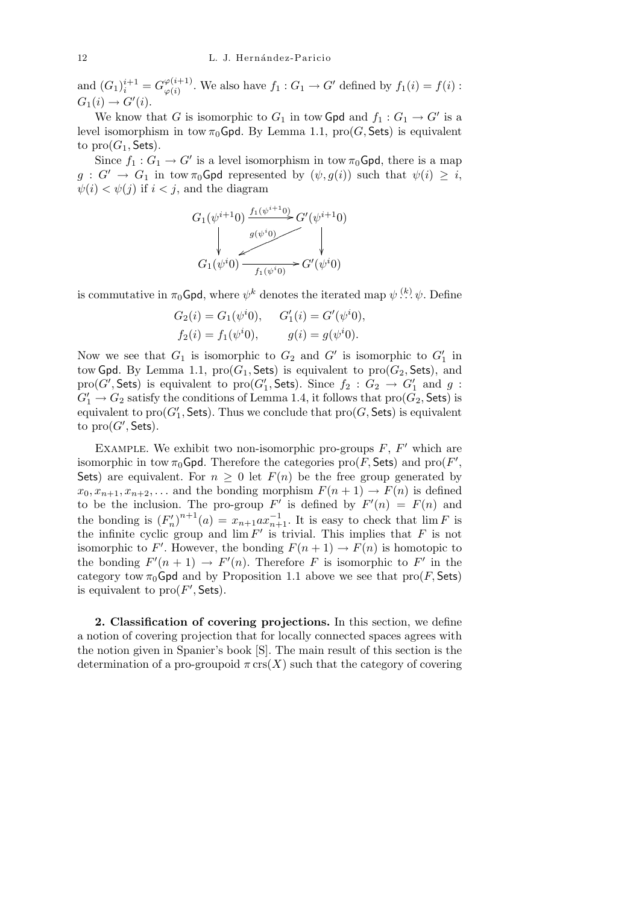and $(G_1)_i^{i+1} = G_{\varphi(i)}^{\varphi(i+1)}$. We also have $f_1 : G_1 \to G'$ defined by $f_1(i) = f(i) : G_1(i) \to G'(i)$.

We know that $G$ is isomorphic to $G_1$ in tow $\mathsf{Gpd}$ and $f_1 : G_1 \to G'$ is a level isomorphism in tow $\pi_0\mathsf{Gpd}$. By Lemma 1.1, $\mathrm{pro}(G, \mathsf{Sets})$ is equivalent to $\mathrm{pro}(G_1, \mathsf{Sets})$.

Since $f_1 : G_1 \to G'$ is a level isomorphism in tow $\pi_0\mathsf{Gpd}$, there is a map $g : G' \to G_1$ in tow $\pi_0\mathsf{Gpd}$ represented by $(\psi, g(i))$ such that $\psi(i) \geq i$, $\psi(i) < \psi(j)$ if $i < j$, and the diagram

$$\begin{array}{ccc}
G_1(\psi^{i+1}0) & \xrightarrow{f_1(\psi^{i+1}0)} & G'(\psi^{i+1}0) \\
\downarrow & \swarrow_{g(\psi^i 0)} & \downarrow \\
G_1(\psi^i 0) & \xrightarrow[f_1(\psi^i 0)]{} & G'(\psi^i 0)
\end{array}$$

is commutative in $\pi_0\mathsf{Gpd}$, where $\psi^k$ denotes the iterated map $\psi \overset{(k)}{\ldots} \psi$. Define

$$G_2(i) = G_1(\psi^i 0), \qquad G'_1(i) = G'(\psi^i 0),$$
$$f_2(i) = f_1(\psi^i 0), \qquad g(i) = g(\psi^i 0).$$

Now we see that $G_1$ is isomorphic to $G_2$ and $G'$ is isomorphic to $G'_1$ in tow $\mathsf{Gpd}$. By Lemma 1.1, $\mathrm{pro}(G_1, \mathsf{Sets})$ is equivalent to $\mathrm{pro}(G_2, \mathsf{Sets})$, and $\mathrm{pro}(G', \mathsf{Sets})$ is equivalent to $\mathrm{pro}(G'_1, \mathsf{Sets})$. Since $f_2 : G_2 \to G'_1$ and $g : G'_1 \to G_2$ satisfy the conditions of Lemma 1.4, it follows that $\mathrm{pro}(G_2, \mathsf{Sets})$ is equivalent to $\mathrm{pro}(G'_1, \mathsf{Sets})$. Thus we conclude that $\mathrm{pro}(G, \mathsf{Sets})$ is equivalent to $\mathrm{pro}(G', \mathsf{Sets})$.

Example. We exhibit two non-isomorphic pro-groups $F$, $F'$ which are isomorphic in tow $\pi_0\mathsf{Gpd}$. Therefore the categories $\mathrm{pro}(F, \mathsf{Sets})$ and $\mathrm{pro}(F', \mathsf{Sets})$ are equivalent. For $n \geq 0$ let $F(n)$ be the free group generated by $x_0, x_{n+1}, x_{n+2}, \ldots$ and the bonding morphism $F(n+1) \to F(n)$ is defined to be the inclusion. The pro-group $F'$ is defined by $F'(n) = F(n)$ and the bonding is $(F'_n)^{n+1}(a) = x_{n+1} a x_{n+1}^{-1}$. It is easy to check that $\lim F$ is the infinite cyclic group and $\lim F'$ is trivial. This implies that $F$ is not isomorphic to $F'$. However, the bonding $F(n+1) \to F(n)$ is homotopic to the bonding $F'(n+1) \to F'(n)$. Therefore $F$ is isomorphic to $F'$ in the category tow $\pi_0\mathsf{Gpd}$ and by Proposition 1.1 above we see that $\mathrm{pro}(F, \mathsf{Sets})$ is equivalent to $\mathrm{pro}(F', \mathsf{Sets})$.

**2. Classification of covering projections.** In this section, we define a notion of covering projection that for locally connected spaces agrees with the notion given in Spanier's book [S]. The main result of this section is the determination of a pro-groupoid $\pi\,\mathrm{crs}(X)$ such that the category of covering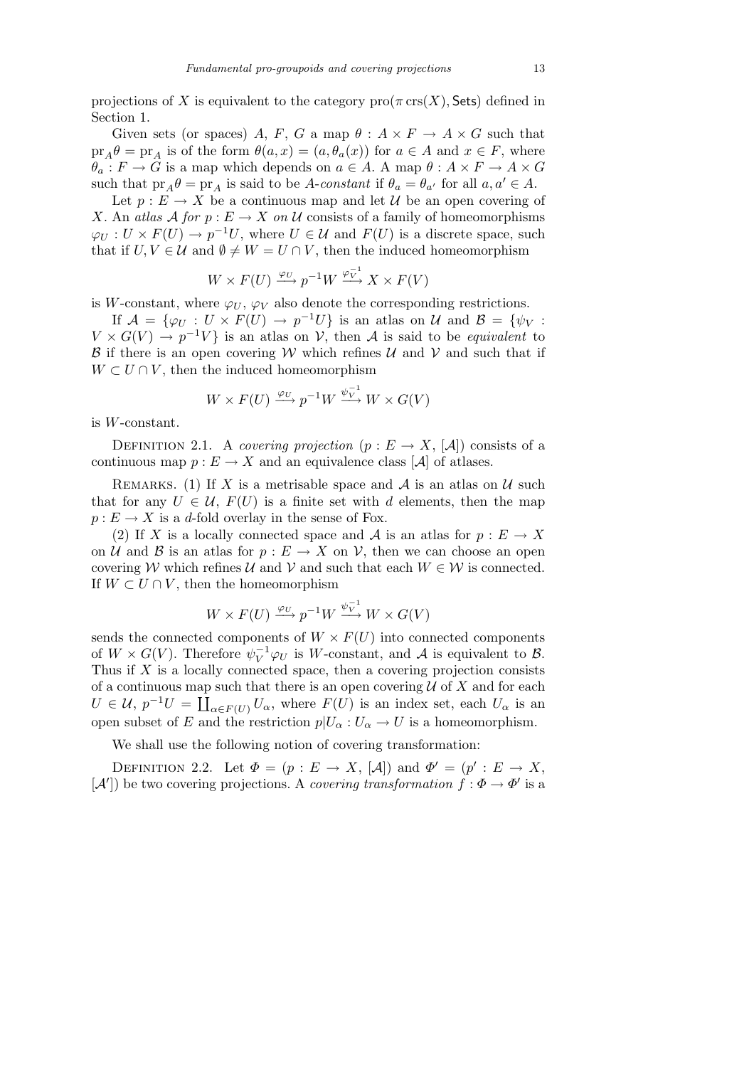projections of $X$ is equivalent to the category $\mathrm{pro}(\pi\,\mathrm{crs}(X), \mathsf{Sets})$ defined in Section 1.

Given sets (or spaces) $A$, $F$, $G$ a map $\theta : A \times F \to A \times G$ such that $\mathrm{pr}_A \theta = \mathrm{pr}_A$ is of the form $\theta(a, x) = (a, \theta_a(x))$ for $a \in A$ and $x \in F$, where $\theta_a : F \to G$ is a map which depends on $a \in A$. A map $\theta : A \times F \to A \times G$ such that $\mathrm{pr}_A \theta = \mathrm{pr}_A$ is said to be *$A$-constant* if $\theta_a = \theta_{a'}$ for all $a, a' \in A$.

Let $p : E \to X$ be a continuous map and let $\mathcal{U}$ be an open covering of $X$. An *atlas $\mathcal{A}$ for $p : E \to X$ on $\mathcal{U}$* consists of a family of homeomorphisms $\varphi_U : U \times F(U) \to p^{-1}U$, where $U \in \mathcal{U}$ and $F(U)$ is a discrete space, such that if $U, V \in \mathcal{U}$ and $\emptyset \neq W = U \cap V$, then the induced homeomorphism

$$W \times F(U) \xrightarrow{\varphi_U} p^{-1}W \xrightarrow{\varphi_V^{-1}} X \times F(V)$$

is $W$-constant, where $\varphi_U$, $\varphi_V$ also denote the corresponding restrictions.

If $\mathcal{A} = \{\varphi_U : U \times F(U) \to p^{-1}U\}$ is an atlas on $\mathcal{U}$ and $\mathcal{B} = \{\psi_V : V \times G(V) \to p^{-1}V\}$ is an atlas on $\mathcal{V}$, then $\mathcal{A}$ is said to be *equivalent* to $\mathcal{B}$ if there is an open covering $\mathcal{W}$ which refines $\mathcal{U}$ and $\mathcal{V}$ and such that if $W \subset U \cap V$, then the induced homeomorphism

$$W \times F(U) \xrightarrow{\varphi_U} p^{-1}W \xrightarrow{\psi_V^{-1}} W \times G(V)$$

is $W$-constant.

Definition 2.1. A *covering projection* $(p : E \to X, [\mathcal{A}])$ consists of a continuous map $p : E \to X$ and an equivalence class $[\mathcal{A}]$ of atlases.

Remarks. (1) If $X$ is a metrisable space and $\mathcal{A}$ is an atlas on $\mathcal{U}$ such that for any $U \in \mathcal{U}$, $F(U)$ is a finite set with $d$ elements, then the map $p : E \to X$ is a $d$-fold overlay in the sense of Fox.

(2) If $X$ is a locally connected space and $\mathcal{A}$ is an atlas for $p : E \to X$ on $\mathcal{U}$ and $\mathcal{B}$ is an atlas for $p : E \to X$ on $\mathcal{V}$, then we can choose an open covering $\mathcal{W}$ which refines $\mathcal{U}$ and $\mathcal{V}$ and such that each $W \in \mathcal{W}$ is connected. If $W \subset U \cap V$, then the homeomorphism

$$W \times F(U) \xrightarrow{\varphi_U} p^{-1}W \xrightarrow{\psi_V^{-1}} W \times G(V)$$

sends the connected components of $W \times F(U)$ into connected components of $W \times G(V)$. Therefore $\psi_V^{-1}\varphi_U$ is $W$-constant, and $\mathcal{A}$ is equivalent to $\mathcal{B}$. Thus if $X$ is a locally connected space, then a covering projection consists of a continuous map such that there is an open covering $\mathcal{U}$ of $X$ and for each $U \in \mathcal{U}$, $p^{-1}U = \coprod_{\alpha \in F(U)} U_\alpha$, where $F(U)$ is an index set, each $U_\alpha$ is an open subset of $E$ and the restriction $p|U_\alpha : U_\alpha \to U$ is a homeomorphism.

We shall use the following notion of covering transformation:

Definition 2.2. Let $\Phi = (p : E \to X, [\mathcal{A}])$ and $\Phi' = (p' : E \to X, [\mathcal{A}'])$ be two covering projections. A *covering transformation* $f : \Phi \to \Phi'$ is a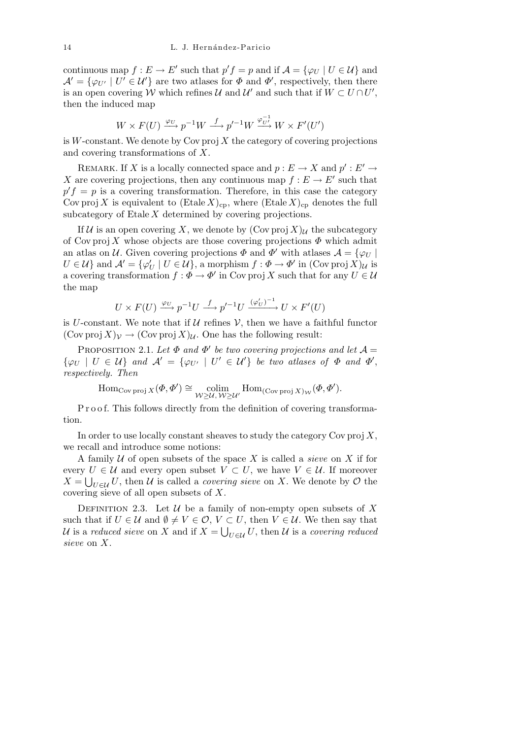continuous map $f : E \to E'$ such that $p'f = p$ and if $\mathcal{A} = \{\varphi_U \mid U \in \mathcal{U}\}$ and $\mathcal{A}' = \{\varphi_{U'} \mid U' \in \mathcal{U}'\}$ are two atlases for $\Phi$ and $\Phi'$, respectively, then there is an open covering $\mathcal{W}$ which refines $\mathcal{U}$ and $\mathcal{U}'$ and such that if $W \subset U \cap U'$, then the induced map

$$W \times F(U) \xrightarrow{\varphi_U} p^{-1}W \xrightarrow{f} p'^{-1}W \xrightarrow{\varphi_{U'}^{-1}} W \times F'(U')$$

is $W$-constant. We denote by $\operatorname{Cov\,proj} X$ the category of covering projections and covering transformations of $X$.

Remark. If $X$ is a locally connected space and $p : E \to X$ and $p' : E' \to X$ are covering projections, then any continuous map $f : E \to E'$ such that $p'f = p$ is a covering transformation. Therefore, in this case the category $\operatorname{Cov\,proj} X$ is equivalent to $(\operatorname{Etale} X)_{\mathrm{cp}}$, where $(\operatorname{Etale} X)_{\mathrm{cp}}$ denotes the full subcategory of $\operatorname{Etale} X$ determined by covering projections.

If $\mathcal{U}$ is an open covering $X$, we denote by $(\operatorname{Cov\,proj} X)_{\mathcal{U}}$ the subcategory of $\operatorname{Cov\,proj} X$ whose objects are those covering projections $\Phi$ which admit an atlas on $\mathcal{U}$. Given covering projections $\Phi$ and $\Phi'$ with atlases $\mathcal{A} = \{\varphi_U \mid U \in \mathcal{U}\}$ and $\mathcal{A}' = \{\varphi'_U \mid U \in \mathcal{U}\}$, a morphism $f : \Phi \to \Phi'$ in $(\operatorname{Cov\,proj} X)_{\mathcal{U}}$ is a covering transformation $f : \Phi \to \Phi'$ in $\operatorname{Cov\,proj} X$ such that for any $U \in \mathcal{U}$ the map

$$U \times F(U) \xrightarrow{\varphi_U} p^{-1}U \xrightarrow{f} p'^{-1}U \xrightarrow{(\varphi'_U)^{-1}} U \times F'(U)$$

is $U$-constant. We note that if $\mathcal{U}$ refines $\mathcal{V}$, then we have a faithful functor $(\operatorname{Cov\,proj} X)_{\mathcal{V}} \to (\operatorname{Cov\,proj} X)_{\mathcal{U}}$. One has the following result:

Proposition 2.1. *Let $\Phi$ and $\Phi'$ be two covering projections and let $\mathcal{A} = \{\varphi_U \mid U \in \mathcal{U}\}$ and $\mathcal{A}' = \{\varphi_{U'} \mid U' \in \mathcal{U}'\}$ be two atlases of $\Phi$ and $\Phi'$, respectively. Then*

$$\operatorname{Hom}_{\operatorname{Cov\,proj} X}(\Phi, \Phi') \cong \operatorname*{colim}_{\mathcal{W} \geq \mathcal{U},\, \mathcal{W} \geq \mathcal{U}'} \operatorname{Hom}_{(\operatorname{Cov\,proj} X)_{\mathcal{W}}}(\Phi, \Phi').$$

Proof. This follows directly from the definition of covering transformation.

In order to use locally constant sheaves to study the category $\operatorname{Cov\,proj} X$, we recall and introduce some notions:

A family $\mathcal{U}$ of open subsets of the space $X$ is called a *sieve* on $X$ if for every $U \in \mathcal{U}$ and every open subset $V \subset U$, we have $V \in \mathcal{U}$. If moreover $X = \bigcup_{U \in \mathcal{U}} U$, then $\mathcal{U}$ is called a *covering sieve* on $X$. We denote by $\mathcal{O}$ the covering sieve of all open subsets of $X$.

Definition 2.3. Let $\mathcal{U}$ be a family of non-empty open subsets of $X$ such that if $U \in \mathcal{U}$ and $\emptyset \neq V \in \mathcal{O}$, $V \subset U$, then $V \in \mathcal{U}$. We then say that $\mathcal{U}$ is a *reduced sieve* on $X$ and if $X = \bigcup_{U \in \mathcal{U}} U$, then $\mathcal{U}$ is a *covering reduced sieve* on $X$.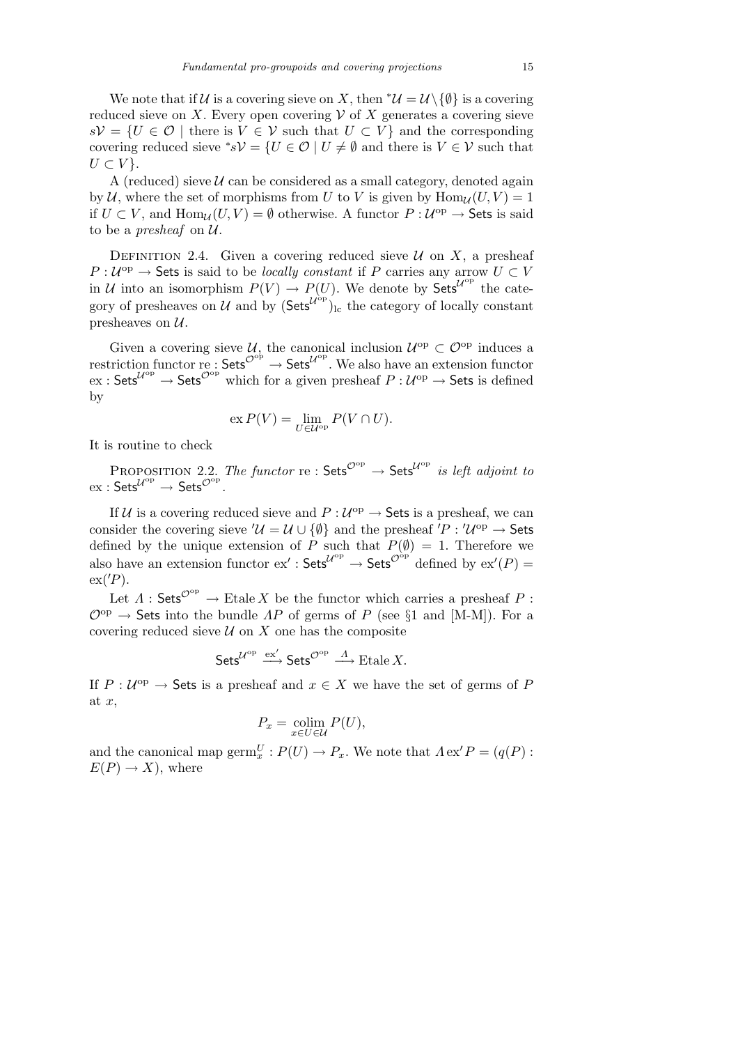We note that if $\mathcal{U}$ is a covering sieve on $X$, then ${}^*\mathcal{U} = \mathcal{U} \setminus \{\emptyset\}$ is a covering reduced sieve on $X$. Every open covering $\mathcal{V}$ of $X$ generates a covering sieve $s\mathcal{V} = \{U \in \mathcal{O} \mid \text{there is } V \in \mathcal{V} \text{ such that } U \subset V\}$ and the corresponding covering reduced sieve ${}^*s\mathcal{V} = \{U \in \mathcal{O} \mid U \neq \emptyset \text{ and there is } V \in \mathcal{V} \text{ such that } U \subset V\}$.

A (reduced) sieve $\mathcal{U}$ can be considered as a small category, denoted again by $\mathcal{U}$, where the set of morphisms from $U$ to $V$ is given by $\mathrm{Hom}_{\mathcal{U}}(U, V) = 1$ if $U \subset V$, and $\mathrm{Hom}_{\mathcal{U}}(U, V) = \emptyset$ otherwise. A functor $P : \mathcal{U}^{\mathrm{op}} \to \mathsf{Sets}$ is said to be a *presheaf* on $\mathcal{U}$.

Definition 2.4. Given a covering reduced sieve $\mathcal{U}$ on $X$, a presheaf $P : \mathcal{U}^{\mathrm{op}} \to \mathsf{Sets}$ is said to be *locally constant* if $P$ carries any arrow $U \subset V$ in $\mathcal{U}$ into an isomorphism $P(V) \to P(U)$. We denote by $\mathsf{Sets}^{\mathcal{U}^{\mathrm{op}}}$ the category of presheaves on $\mathcal{U}$ and by $(\mathsf{Sets}^{\mathcal{U}^{\mathrm{op}}})_{\mathrm{lc}}$ the category of locally constant presheaves on $\mathcal{U}$.

Given a covering sieve $\mathcal{U}$, the canonical inclusion $\mathcal{U}^{\mathrm{op}} \subset \mathcal{O}^{\mathrm{op}}$ induces a restriction functor $\mathrm{re} : \mathsf{Sets}^{\mathcal{O}^{\mathrm{op}}} \to \mathsf{Sets}^{\mathcal{U}^{\mathrm{op}}}$. We also have an extension functor $\mathrm{ex} : \mathsf{Sets}^{\mathcal{U}^{\mathrm{op}}} \to \mathsf{Sets}^{\mathcal{O}^{\mathrm{op}}}$ which for a given presheaf $P : \mathcal{U}^{\mathrm{op}} \to \mathsf{Sets}$ is defined by

$$\mathrm{ex}\, P(V) = \lim_{U \in \mathcal{U}^{\mathrm{op}}} P(V \cap U).$$

It is routine to check

Proposition 2.2. *The functor* $\mathrm{re} : \mathsf{Sets}^{\mathcal{O}^{\mathrm{op}}} \to \mathsf{Sets}^{\mathcal{U}^{\mathrm{op}}}$ *is left adjoint to* $\mathrm{ex} : \mathsf{Sets}^{\mathcal{U}^{\mathrm{op}}} \to \mathsf{Sets}^{\mathcal{O}^{\mathrm{op}}}$.

If $\mathcal{U}$ is a covering reduced sieve and $P : \mathcal{U}^{\mathrm{op}} \to \mathsf{Sets}$ is a presheaf, we can consider the covering sieve ${}'\mathcal{U} = \mathcal{U} \cup \{\emptyset\}$ and the presheaf ${}'P : {}'\mathcal{U}^{\mathrm{op}} \to \mathsf{Sets}$ defined by the unique extension of $P$ such that $P(\emptyset) = 1$. Therefore we also have an extension functor $\mathrm{ex}' : \mathsf{Sets}^{\mathcal{U}^{\mathrm{op}}} \to \mathsf{Sets}^{\mathcal{O}^{\mathrm{op}}}$ defined by $\mathrm{ex}'(P) = \mathrm{ex}({}'P)$.

Let $\Lambda : \mathsf{Sets}^{\mathcal{O}^{\mathrm{op}}} \to \mathrm{Etale}\, X$ be the functor which carries a presheaf $P : \mathcal{O}^{\mathrm{op}} \to \mathsf{Sets}$ into the bundle $\Lambda P$ of germs of $P$ (see §1 and [M-M]). For a covering reduced sieve $\mathcal{U}$ on $X$ one has the composite

$$\mathsf{Sets}^{\mathcal{U}^{\mathrm{op}}} \xrightarrow{\mathrm{ex}'} \mathsf{Sets}^{\mathcal{O}^{\mathrm{op}}} \xrightarrow{\Lambda} \mathrm{Etale}\, X.$$

If $P : \mathcal{U}^{\mathrm{op}} \to \mathsf{Sets}$ is a presheaf and $x \in X$ we have the set of germs of $P$ at $x$,

$$P_x = \operatorname*{colim}_{x \in U \in \mathcal{U}} P(U),$$

and the canonical map $\mathrm{germ}_x^U : P(U) \to P_x$. We note that $\Lambda\, \mathrm{ex}' P = (q(P) : E(P) \to X)$, where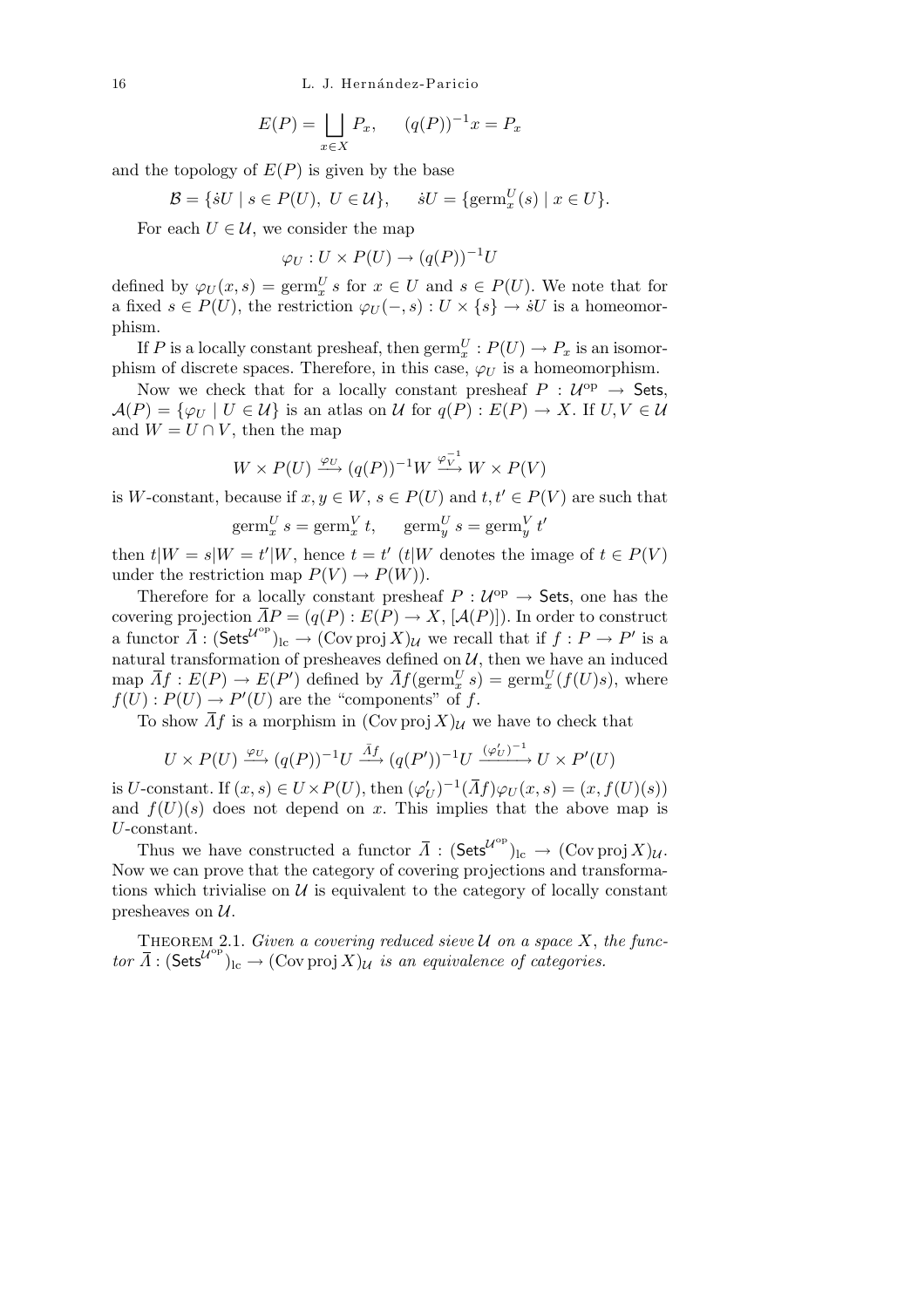$$E(P) = \bigsqcup_{x\in X} P_x, \qquad (q(P))^{-1}x = P_x$$

and the topology of $E(P)$ is given by the base

$$\mathcal{B} = \{\dot{s}U \mid s \in P(U),\ U \in \mathcal{U}\}, \qquad \dot{s}U = \{\mathrm{germ}_x^U(s) \mid x \in U\}.$$

For each $U \in \mathcal{U}$, we consider the map

$$\varphi_U : U \times P(U) \to (q(P))^{-1}U$$

defined by $\varphi_U(x, s) = \mathrm{germ}_x^U s$ for $x \in U$ and $s \in P(U)$. We note that for a fixed $s \in P(U)$, the restriction $\varphi_U(-, s) : U \times \{s\} \to \dot{s}U$ is a homeomorphism.

If $P$ is a locally constant presheaf, then $\mathrm{germ}_x^U : P(U) \to P_x$ is an isomorphism of discrete spaces. Therefore, in this case, $\varphi_U$ is a homeomorphism.

Now we check that for a locally constant presheaf $P : \mathcal{U}^{\mathrm{op}} \to \mathsf{Sets}$, $\mathcal{A}(P) = \{\varphi_U \mid U \in \mathcal{U}\}$ is an atlas on $\mathcal{U}$ for $q(P) : E(P) \to X$. If $U, V \in \mathcal{U}$ and $W = U \cap V$, then the map

$$W \times P(U) \xrightarrow{\varphi_U} (q(P))^{-1}W \xrightarrow{\varphi_V^{-1}} W \times P(V)$$

is $W$-constant, because if $x, y \in W$, $s \in P(U)$ and $t, t' \in P(V)$ are such that

$$\mathrm{germ}_x^U s = \mathrm{germ}_x^V t, \qquad \mathrm{germ}_y^U s = \mathrm{germ}_y^V t'$$

then $t|W = s|W = t'|W$, hence $t = t'$ ($t|W$ denotes the image of $t \in P(V)$ under the restriction map $P(V) \to P(W)$).

Therefore for a locally constant presheaf $P : \mathcal{U}^{\mathrm{op}} \to \mathsf{Sets}$, one has the covering projection $\bar{\Lambda}P = (q(P) : E(P) \to X, [\mathcal{A}(P)])$. In order to construct a functor $\bar{\Lambda} : (\mathsf{Sets}^{\mathcal{U}^{\mathrm{op}}})_{\mathrm{lc}} \to (\mathrm{Cov\,proj}\, X)_{\mathcal{U}}$ we recall that if $f : P \to P'$ is a natural transformation of presheaves defined on $\mathcal{U}$, then we have an induced map $\bar{\Lambda}f : E(P) \to E(P')$ defined by $\bar{\Lambda}f(\mathrm{germ}_x^U s) = \mathrm{germ}_x^U(f(U)s)$, where $f(U) : P(U) \to P'(U)$ are the "components" of $f$.

To show $\bar{\Lambda}f$ is a morphism in $(\mathrm{Cov\,proj}\, X)_{\mathcal{U}}$ we have to check that

$$U \times P(U) \xrightarrow{\varphi_U} (q(P))^{-1}U \xrightarrow{\bar{\Lambda}f} (q(P'))^{-1}U \xrightarrow{(\varphi'_U)^{-1}} U \times P'(U)$$

is $U$-constant. If $(x, s) \in U \times P(U)$, then $(\varphi'_U)^{-1}(\bar{\Lambda}f)\varphi_U(x, s) = (x, f(U)(s))$ and $f(U)(s)$ does not depend on $x$. This implies that the above map is $U$-constant.

Thus we have constructed a functor $\bar{\Lambda} : (\mathsf{Sets}^{\mathcal{U}^{\mathrm{op}}})_{\mathrm{lc}} \to (\mathrm{Cov\,proj}\, X)_{\mathcal{U}}$. Now we can prove that the category of covering projections and transformations which trivialise on $\mathcal{U}$ is equivalent to the category of locally constant presheaves on $\mathcal{U}$.

THEOREM 2.1. *Given a covering reduced sieve $\mathcal{U}$ on a space $X$, the functor $\bar{\Lambda} : (\mathsf{Sets}^{\mathcal{U}^{\mathrm{op}}})_{\mathrm{lc}} \to (\mathrm{Cov\,proj}\, X)_{\mathcal{U}}$ is an equivalence of categories.*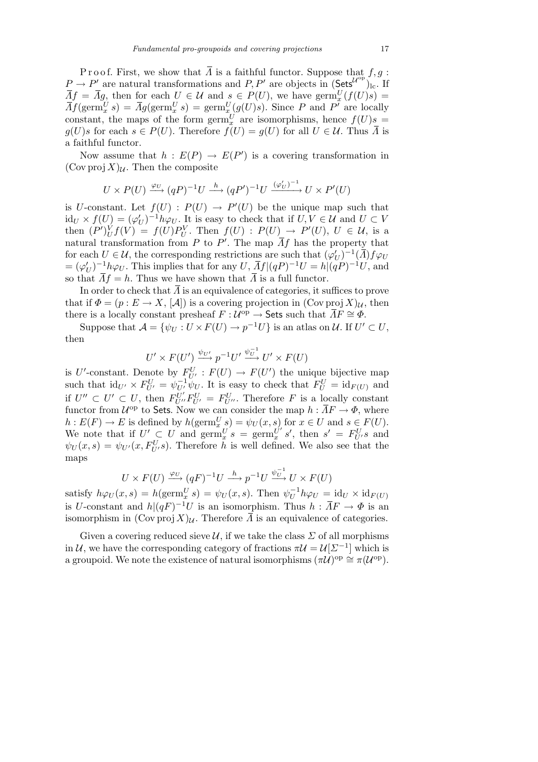P r o o f. First, we show that $\overline{\Lambda}$ is a faithful functor. Suppose that $f, g : P \to P'$ are natural transformations and $P, P'$ are objects in $(\mathsf{Sets}^{\mathcal{U}^{\mathrm{op}}})_{\mathrm{lc}}$. If $\overline{\Lambda} f = \overline{\Lambda} g$, then for each $U \in \mathcal{U}$ and $s \in P(U)$, we have $\mathrm{germ}_x^U(f(U)s) = \overline{\Lambda} f(\mathrm{germ}_x^U\, s) = \overline{\Lambda} g(\mathrm{germ}_x^U\, s) = \mathrm{germ}_x^U(g(U)s)$. Since $P$ and $P'$ are locally constant, the maps of the form $\mathrm{germ}_x^U$ are isomorphisms, hence $f(U)s = g(U)s$ for each $s \in P(U)$. Therefore $f(U) = g(U)$ for all $U \in \mathcal{U}$. Thus $\overline{\Lambda}$ is a faithful functor.

Now assume that $h : E(P) \to E(P')$ is a covering transformation in $(\mathrm{Cov\,proj}\, X)_{\mathcal{U}}$. Then the composite

$$U \times P(U) \xrightarrow{\varphi_U} (qP)^{-1}U \xrightarrow{h} (qP')^{-1}U \xrightarrow{(\varphi'_U)^{-1}} U \times P'(U)$$

is $U$-constant. Let $f(U) : P(U) \to P'(U)$ be the unique map such that $\mathrm{id}_U \times f(U) = (\varphi'_U)^{-1} h \varphi_U$. It is easy to check that if $U, V \in \mathcal{U}$ and $U \subset V$ then $(P')^V_U f(V) = f(U) P^V_U$. Then $f(U) : P(U) \to P'(U)$, $U \in \mathcal{U}$, is a natural transformation from $P$ to $P'$. The map $\overline{\Lambda} f$ has the property that for each $U \in \mathcal{U}$, the corresponding restrictions are such that $(\varphi'_U)^{-1}(\overline{\Lambda}) f \varphi_U = (\varphi'_U)^{-1} h \varphi_U$. This implies that for any $U$, $\overline{\Lambda} f|(qP)^{-1}U = h|(qP)^{-1}U$, and so that $\overline{\Lambda} f = h$. Thus we have shown that $\overline{\Lambda}$ is a full functor.

In order to check that $\overline{\Lambda}$ is an equivalence of categories, it suffices to prove that if $\Phi = (p : E \to X, [\mathcal{A}])$ is a covering projection in $(\mathrm{Cov\,proj}\, X)_{\mathcal{U}}$, then there is a locally constant presheaf $F : \mathcal{U}^{\mathrm{op}} \to \mathsf{Sets}$ such that $\overline{\Lambda} F \cong \Phi$.

Suppose that $\mathcal{A} = \{\psi_U : U \times F(U) \to p^{-1}U\}$ is an atlas on $\mathcal{U}$. If $U' \subset U$, then

$$U' \times F(U') \xrightarrow{\psi_{U'}} p^{-1}U' \xrightarrow{\psi_U^{-1}} U' \times F(U)$$

is $U'$-constant. Denote by $F^U_{U'} : F(U) \to F(U')$ the unique bijective map such that $\mathrm{id}_{U'} \times F^U_{U'} = \psi_{U'}^{-1} \psi_U$. It is easy to check that $F^U_U = \mathrm{id}_{F(U)}$ and if $U'' \subset U' \subset U$, then $F^{U'}_{U''} F^U_{U'} = F^U_{U''}$. Therefore $F$ is a locally constant functor from $\mathcal{U}^{\mathrm{op}}$ to $\mathsf{Sets}$. Now we can consider the map $h : \overline{\Lambda} F \to \Phi$, where $h : E(F) \to E$ is defined by $h(\mathrm{germ}_x^U\, s) = \psi_U(x, s)$ for $x \in U$ and $s \in F(U)$. We note that if $U' \subset U$ and $\mathrm{germ}_x^U\, s = \mathrm{germ}_x^{U'}\, s'$, then $s' = F^U_{U'} s$ and $\psi_U(x, s) = \psi_{U'}(x, F^U_{U'} s)$. Therefore $h$ is well defined. We also see that the maps

$$U \times F(U) \xrightarrow{\varphi_U} (qF)^{-1}U \xrightarrow{h} p^{-1}U \xrightarrow{\psi_U^{-1}} U \times F(U)$$

satisfy $h\varphi_U(x, s) = h(\mathrm{germ}_x^U\, s) = \psi_U(x, s)$. Then $\psi_U^{-1} h \varphi_U = \mathrm{id}_U \times \mathrm{id}_{F(U)}$ is $U$-constant and $h|(qF)^{-1}U$ is an isomorphism. Thus $h : \overline{\Lambda} F \to \Phi$ is an isomorphism in $(\mathrm{Cov\,proj}\, X)_{\mathcal{U}}$. Therefore $\overline{\Lambda}$ is an equivalence of categories.

Given a covering reduced sieve $\mathcal{U}$, if we take the class $\Sigma$ of all morphisms in $\mathcal{U}$, we have the corresponding category of fractions $\pi\mathcal{U} = \mathcal{U}[\Sigma^{-1}]$ which is a groupoid. We note the existence of natural isomorphisms $(\pi\mathcal{U})^{\mathrm{op}} \cong \pi(\mathcal{U}^{\mathrm{op}})$.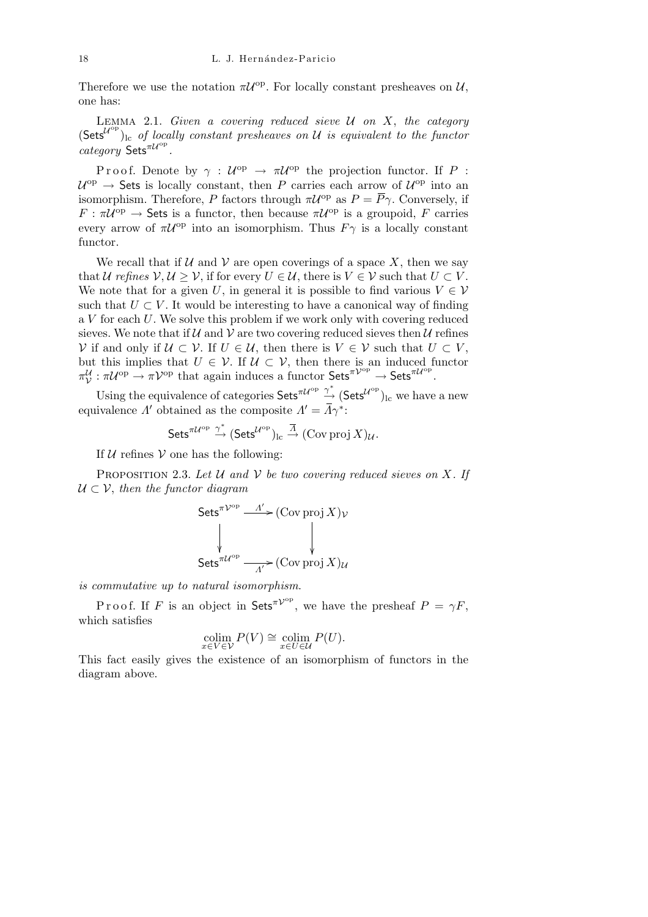Therefore we use the notation $\pi\mathcal{U}^{\mathrm{op}}$. For locally constant presheaves on $\mathcal{U}$, one has:

Lemma 2.1. *Given a covering reduced sieve $\mathcal{U}$ on $X$, the category $(\mathsf{Sets}^{\mathcal{U}^{\mathrm{op}}})_{\mathrm{lc}}$ of locally constant presheaves on $\mathcal{U}$ is equivalent to the functor category $\mathsf{Sets}^{\pi\mathcal{U}^{\mathrm{op}}}$.*

Proof. Denote by $\gamma : \mathcal{U}^{\mathrm{op}} \to \pi\mathcal{U}^{\mathrm{op}}$ the projection functor. If $P : \mathcal{U}^{\mathrm{op}} \to \mathsf{Sets}$ is locally constant, then $P$ carries each arrow of $\mathcal{U}^{\mathrm{op}}$ into an isomorphism. Therefore, $P$ factors through $\pi\mathcal{U}^{\mathrm{op}}$ as $P = \overline{P}\gamma$. Conversely, if $F : \pi\mathcal{U}^{\mathrm{op}} \to \mathsf{Sets}$ is a functor, then because $\pi\mathcal{U}^{\mathrm{op}}$ is a groupoid, $F$ carries every arrow of $\pi\mathcal{U}^{\mathrm{op}}$ into an isomorphism. Thus $F\gamma$ is a locally constant functor.

We recall that if $\mathcal{U}$ and $\mathcal{V}$ are open coverings of a space $X$, then we say that $\mathcal{U}$ *refines* $\mathcal{V}$, $\mathcal{U} \geq \mathcal{V}$, if for every $U \in \mathcal{U}$, there is $V \in \mathcal{V}$ such that $U \subset V$. We note that for a given $U$, in general it is possible to find various $V \in \mathcal{V}$ such that $U \subset V$. It would be interesting to have a canonical way of finding a $V$ for each $U$. We solve this problem if we work only with covering reduced sieves. We note that if $\mathcal{U}$ and $\mathcal{V}$ are two covering reduced sieves then $\mathcal{U}$ refines $\mathcal{V}$ if and only if $\mathcal{U} \subset \mathcal{V}$. If $U \in \mathcal{U}$, then there is $V \in \mathcal{V}$ such that $U \subset V$, but this implies that $U \in \mathcal{V}$. If $\mathcal{U} \subset \mathcal{V}$, then there is an induced functor $\pi^{\mathcal{U}}_{\mathcal{V}} : \pi\mathcal{U}^{\mathrm{op}} \to \pi\mathcal{V}^{\mathrm{op}}$ that again induces a functor $\mathsf{Sets}^{\pi\mathcal{V}^{\mathrm{op}}} \to \mathsf{Sets}^{\pi\mathcal{U}^{\mathrm{op}}}$.

Using the equivalence of categories $\mathsf{Sets}^{\pi\mathcal{U}^{\mathrm{op}}} \xrightarrow{\gamma^*} (\mathsf{Sets}^{\mathcal{U}^{\mathrm{op}}})_{\mathrm{lc}}$ we have a new equivalence $\Lambda'$ obtained as the composite $\Lambda' = \overline{\Lambda}\gamma^*$:

$$\mathsf{Sets}^{\pi\mathcal{U}^{\mathrm{op}}} \xrightarrow{\gamma^*} (\mathsf{Sets}^{\mathcal{U}^{\mathrm{op}}})_{\mathrm{lc}} \xrightarrow{\overline{\Lambda}} (\mathrm{Cov\,proj}\, X)_{\mathcal{U}}.$$

If $\mathcal{U}$ refines $\mathcal{V}$ one has the following:

Proposition 2.3. *Let $\mathcal{U}$ and $\mathcal{V}$ be two covering reduced sieves on $X$. If $\mathcal{U} \subset \mathcal{V}$, then the functor diagram*

$$\begin{array}{ccc} \mathsf{Sets}^{\pi\mathcal{V}^{\mathrm{op}}} & \xrightarrow{\Lambda'} & (\mathrm{Cov\,proj}\, X)_{\mathcal{V}} \\ \downarrow & & \downarrow \\ \mathsf{Sets}^{\pi\mathcal{U}^{\mathrm{op}}} & \xrightarrow{\Lambda'} & (\mathrm{Cov\,proj}\, X)_{\mathcal{U}} \end{array}$$

*is commutative up to natural isomorphism.*

Proof. If $F$ is an object in $\mathsf{Sets}^{\pi\mathcal{V}^{\mathrm{op}}}$, we have the presheaf $P = \gamma F$, which satisfies

$$\operatorname*{colim}_{x \in V \in \mathcal{V}} P(V) \cong \operatorname*{colim}_{x \in U \in \mathcal{U}} P(U).$$

This fact easily gives the existence of an isomorphism of functors in the diagram above.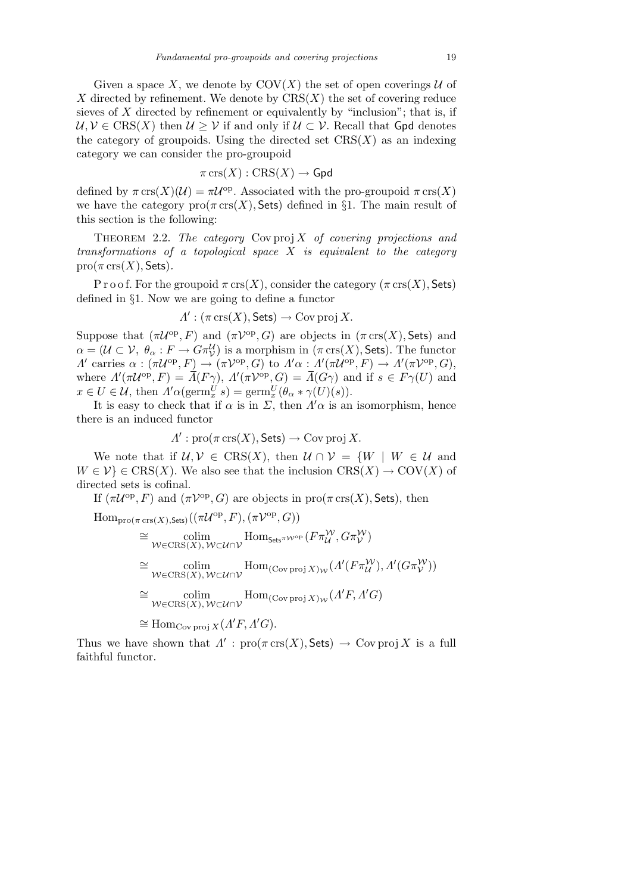Given a space $X$, we denote by $\mathrm{COV}(X)$ the set of open coverings $\mathcal{U}$ of $X$ directed by refinement. We denote by $\mathrm{CRS}(X)$ the set of covering reduce sieves of $X$ directed by refinement or equivalently by "inclusion"; that is, if $\mathcal{U}, \mathcal{V} \in \mathrm{CRS}(X)$ then $\mathcal{U} \geq \mathcal{V}$ if and only if $\mathcal{U} \subset \mathcal{V}$. Recall that $\mathsf{Gpd}$ denotes the category of groupoids. Using the directed set $\mathrm{CRS}(X)$ as an indexing category we can consider the pro-groupoid

$$\pi \operatorname{crs}(X) : \mathrm{CRS}(X) \to \mathsf{Gpd}$$

defined by $\pi \operatorname{crs}(X)(\mathcal{U}) = \pi \mathcal{U}^{\mathrm{op}}$. Associated with the pro-groupoid $\pi \operatorname{crs}(X)$ we have the category $\operatorname{pro}(\pi \operatorname{crs}(X), \mathsf{Sets})$ defined in §1. The main result of this section is the following:

Theorem 2.2. *The category* $\operatorname{Cov}\operatorname{proj} X$ *of covering projections and transformations of a topological space* $X$ *is equivalent to the category* $\operatorname{pro}(\pi \operatorname{crs}(X), \mathsf{Sets})$.

Proof. For the groupoid $\pi \operatorname{crs}(X)$, consider the category $(\pi \operatorname{crs}(X), \mathsf{Sets})$ defined in §1. Now we are going to define a functor

$$\Lambda' : (\pi \operatorname{crs}(X), \mathsf{Sets}) \to \operatorname{Cov}\operatorname{proj} X.$$

Suppose that $(\pi \mathcal{U}^{\mathrm{op}}, F)$ and $(\pi \mathcal{V}^{\mathrm{op}}, G)$ are objects in $(\pi \operatorname{crs}(X), \mathsf{Sets})$ and $\alpha = (\mathcal{U} \subset \mathcal{V},\ \theta_\alpha : F \to G\pi^{\mathcal{U}}_{\mathcal{V}})$ is a morphism in $(\pi \operatorname{crs}(X), \mathsf{Sets})$. The functor $\Lambda'$ carries $\alpha : (\pi \mathcal{U}^{\mathrm{op}}, F) \to (\pi \mathcal{V}^{\mathrm{op}}, G)$ to $\Lambda'\alpha : \Lambda'(\pi \mathcal{U}^{\mathrm{op}}, F) \to \Lambda'(\pi \mathcal{V}^{\mathrm{op}}, G)$, where $\Lambda'(\pi \mathcal{U}^{\mathrm{op}}, F) = \overline{\Lambda}(F\gamma)$, $\Lambda'(\pi \mathcal{V}^{\mathrm{op}}, G) = \overline{\Lambda}(G\gamma)$ and if $s \in F\gamma(U)$ and $x \in U \in \mathcal{U}$, then $\Lambda'\alpha(\operatorname{germ}^U_x s) = \operatorname{germ}^U_x(\theta_\alpha * \gamma(U)(s))$.

It is easy to check that if $\alpha$ is in $\Sigma$, then $\Lambda'\alpha$ is an isomorphism, hence there is an induced functor

$$\Lambda' : \operatorname{pro}(\pi \operatorname{crs}(X), \mathsf{Sets}) \to \operatorname{Cov}\operatorname{proj} X.$$

We note that if $\mathcal{U}, \mathcal{V} \in \mathrm{CRS}(X)$, then $\mathcal{U} \cap \mathcal{V} = \{W \mid W \in \mathcal{U}$ and $W \in \mathcal{V}\} \in \mathrm{CRS}(X)$. We also see that the inclusion $\mathrm{CRS}(X) \to \mathrm{COV}(X)$ of directed sets is cofinal.

If $(\pi \mathcal{U}^{\mathrm{op}}, F)$ and $(\pi \mathcal{V}^{\mathrm{op}}, G)$ are objects in $\operatorname{pro}(\pi \operatorname{crs}(X), \mathsf{Sets})$, then

$$\begin{aligned}
&\operatorname{Hom}_{\operatorname{pro}(\pi \operatorname{crs}(X), \mathsf{Sets})}((\pi \mathcal{U}^{\mathrm{op}}, F), (\pi \mathcal{V}^{\mathrm{op}}, G)) \\
&\quad \cong \operatorname*{colim}_{\mathcal{W} \in \mathrm{CRS}(X),\, \mathcal{W} \subset \mathcal{U} \cap \mathcal{V}} \operatorname{Hom}_{\mathsf{Sets}^{\pi \mathcal{W}^{\mathrm{op}}}}(F\pi^{\mathcal{W}}_{\mathcal{U}}, G\pi^{\mathcal{W}}_{\mathcal{V}}) \\
&\quad \cong \operatorname*{colim}_{\mathcal{W} \in \mathrm{CRS}(X),\, \mathcal{W} \subset \mathcal{U} \cap \mathcal{V}} \operatorname{Hom}_{(\operatorname{Cov}\operatorname{proj} X)_{\mathcal{W}}}(\Lambda'(F\pi^{\mathcal{W}}_{\mathcal{U}}), \Lambda'(G\pi^{\mathcal{W}}_{\mathcal{V}})) \\
&\quad \cong \operatorname*{colim}_{\mathcal{W} \in \mathrm{CRS}(X),\, \mathcal{W} \subset \mathcal{U} \cap \mathcal{V}} \operatorname{Hom}_{(\operatorname{Cov}\operatorname{proj} X)_{\mathcal{W}}}(\Lambda' F, \Lambda' G) \\
&\quad \cong \operatorname{Hom}_{\operatorname{Cov}\operatorname{proj} X}(\Lambda' F, \Lambda' G).
\end{aligned}$$

Thus we have shown that $\Lambda' : \operatorname{pro}(\pi \operatorname{crs}(X), \mathsf{Sets}) \to \operatorname{Cov}\operatorname{proj} X$ is a full faithful functor.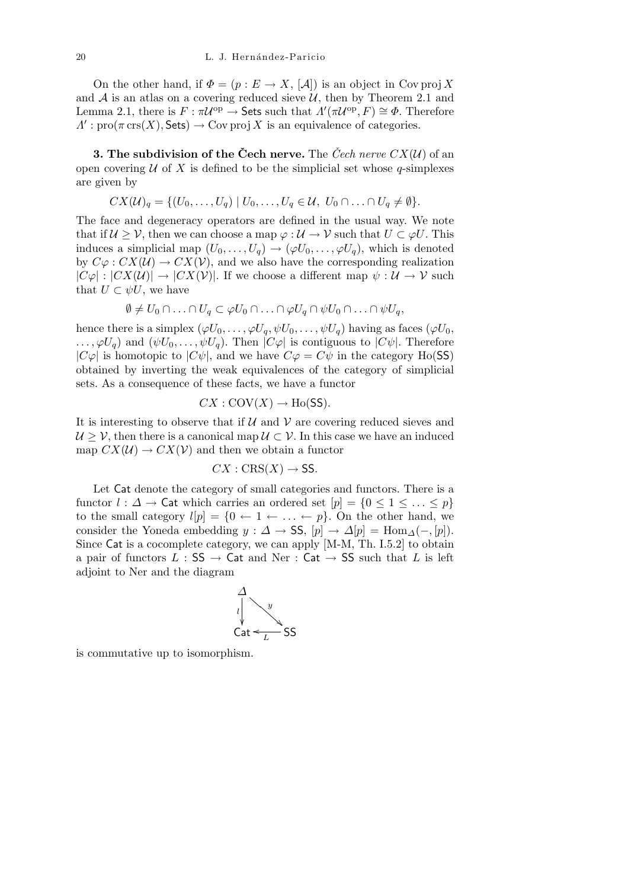On the other hand, if $\Phi = (p : E \to X, [\mathcal{A}])$ is an object in $\operatorname{Cov}\operatorname{proj} X$ and $\mathcal{A}$ is an atlas on a covering reduced sieve $\mathcal{U}$, then by Theorem 2.1 and Lemma 2.1, there is $F : \pi\mathcal{U}^{\mathrm{op}} \to \mathsf{Sets}$ such that $\Lambda'(\pi\mathcal{U}^{\mathrm{op}}, F) \cong \Phi$. Therefore $\Lambda' : \operatorname{pro}(\pi \operatorname{crs}(X), \mathsf{Sets}) \to \operatorname{Cov}\operatorname{proj} X$ is an equivalence of categories.

**3. The subdivision of the Čech nerve.** The *Čech nerve* $CX(\mathcal{U})$ of an open covering $\mathcal{U}$ of $X$ is defined to be the simplicial set whose $q$-simplexes are given by

$$CX(\mathcal{U})_q = \{(U_0, \ldots, U_q) \mid U_0, \ldots, U_q \in \mathcal{U},\ U_0 \cap \ldots \cap U_q \neq \emptyset\}.$$

The face and degeneracy operators are defined in the usual way. We note that if $\mathcal{U} \geq \mathcal{V}$, then we can choose a map $\varphi : \mathcal{U} \to \mathcal{V}$ such that $U \subset \varphi U$. This induces a simplicial map $(U_0, \ldots, U_q) \to (\varphi U_0, \ldots, \varphi U_q)$, which is denoted by $C\varphi : CX(\mathcal{U}) \to CX(\mathcal{V})$, and we also have the corresponding realization $|C\varphi| : |CX(\mathcal{U})| \to |CX(\mathcal{V})|$. If we choose a different map $\psi : \mathcal{U} \to \mathcal{V}$ such that $U \subset \psi U$, we have

$$\emptyset \neq U_0 \cap \ldots \cap U_q \subset \varphi U_0 \cap \ldots \cap \varphi U_q \cap \psi U_0 \cap \ldots \cap \psi U_q,$$

hence there is a simplex $(\varphi U_0, \ldots, \varphi U_q, \psi U_0, \ldots, \psi U_q)$ having as faces $(\varphi U_0, \ldots, \varphi U_q)$ and $(\psi U_0, \ldots, \psi U_q)$. Then $|C\varphi|$ is contiguous to $|C\psi|$. Therefore $|C\varphi|$ is homotopic to $|C\psi|$, and we have $C\varphi = C\psi$ in the category $\operatorname{Ho}(\mathsf{SS})$ obtained by inverting the weak equivalences of the category of simplicial sets. As a consequence of these facts, we have a functor

$$CX : \operatorname{COV}(X) \to \operatorname{Ho}(\mathsf{SS}).$$

It is interesting to observe that if $\mathcal{U}$ and $\mathcal{V}$ are covering reduced sieves and $\mathcal{U} \geq \mathcal{V}$, then there is a canonical map $\mathcal{U} \subset \mathcal{V}$. In this case we have an induced map $CX(\mathcal{U}) \to CX(\mathcal{V})$ and then we obtain a functor

$$CX : \operatorname{CRS}(X) \to \mathsf{SS}.$$

Let $\mathsf{Cat}$ denote the category of small categories and functors. There is a functor $l : \Delta \to \mathsf{Cat}$ which carries an ordered set $[p] = \{0 \leq 1 \leq \ldots \leq p\}$ to the small category $l[p] = \{0 \leftarrow 1 \leftarrow \ldots \leftarrow p\}$. On the other hand, we consider the Yoneda embedding $y : \Delta \to \mathsf{SS}$, $[p] \to \Delta[p] = \operatorname{Hom}_\Delta(-, [p])$. Since $\mathsf{Cat}$ is a cocomplete category, we can apply [M-M, Th. I.5.2] to obtain a pair of functors $L : \mathsf{SS} \to \mathsf{Cat}$ and $\operatorname{Ner} : \mathsf{Cat} \to \mathsf{SS}$ such that $L$ is left adjoint to Ner and the diagram

$$\begin{array}{ccc} \Delta & & \\ {\scriptstyle l}\downarrow & \searrow{\scriptstyle y} & \\ \mathsf{Cat} & \xleftarrow[L]{} & \mathsf{SS} \end{array}$$

is commutative up to isomorphism.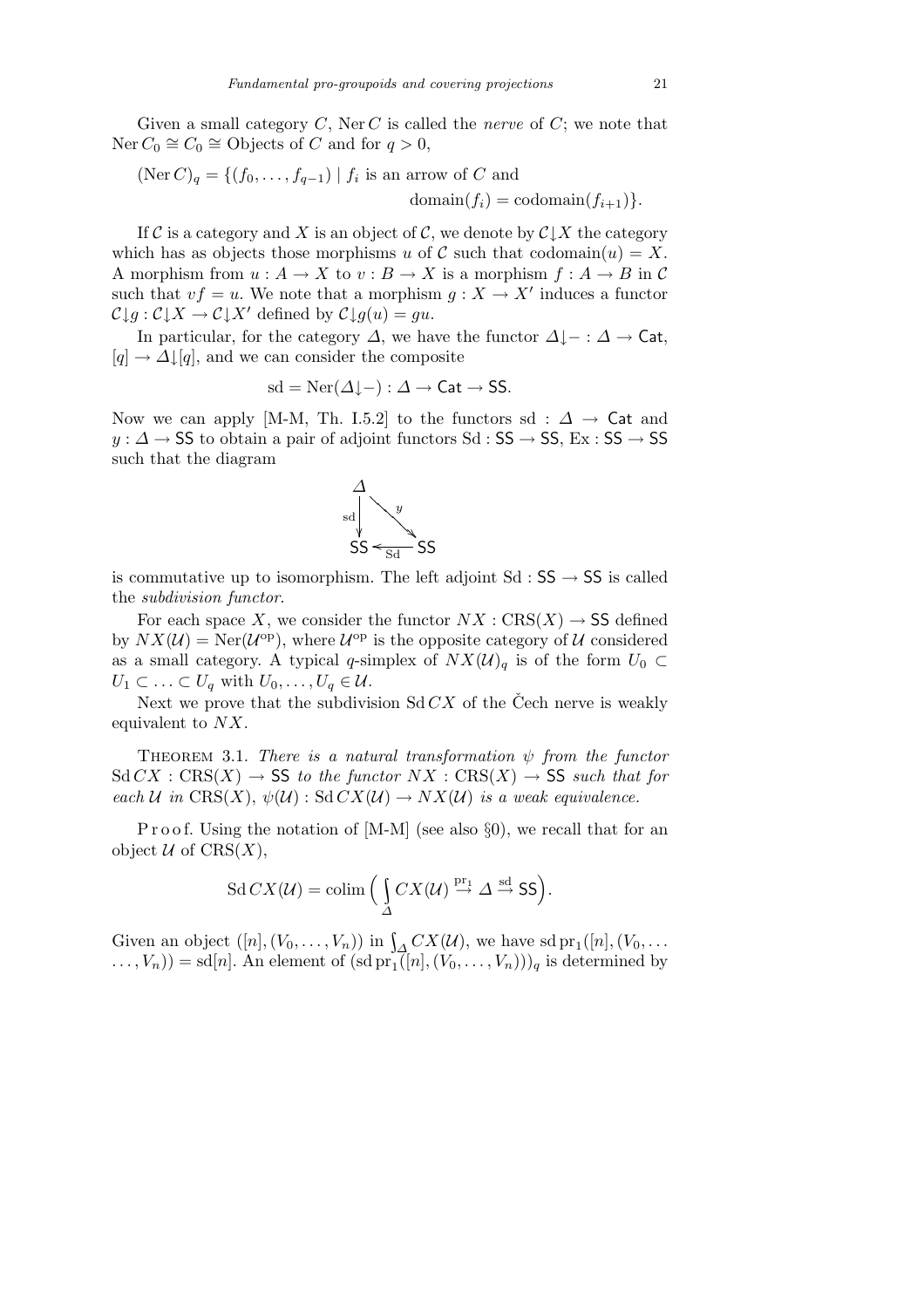Given a small category $C$, $\operatorname{Ner} C$ is called the *nerve* of $C$; we note that $\operatorname{Ner} C_0 \cong C_0 \cong$ Objects of $C$ and for $q > 0$,

$$(\operatorname{Ner} C)_q = \{(f_0, \ldots, f_{q-1}) \mid f_i \text{ is an arrow of } C \text{ and } \operatorname{domain}(f_i) = \operatorname{codomain}(f_{i+1})\}.$$

If $\mathcal{C}$ is a category and $X$ is an object of $\mathcal{C}$, we denote by $\mathcal{C}{\downarrow}X$ the category which has as objects those morphisms $u$ of $\mathcal{C}$ such that $\operatorname{codomain}(u) = X$. A morphism from $u : A \to X$ to $v : B \to X$ is a morphism $f : A \to B$ in $\mathcal{C}$ such that $vf = u$. We note that a morphism $g : X \to X'$ induces a functor $\mathcal{C}{\downarrow}g : \mathcal{C}{\downarrow}X \to \mathcal{C}{\downarrow}X'$ defined by $\mathcal{C}{\downarrow}g(u) = gu$.

In particular, for the category $\Delta$, we have the functor $\Delta{\downarrow}- : \Delta \to \mathsf{Cat}$, $[q] \to \Delta{\downarrow}[q]$, and we can consider the composite

$$\operatorname{sd} = \operatorname{Ner}(\Delta{\downarrow}-) : \Delta \to \mathsf{Cat} \to \mathsf{SS}.$$

Now we can apply [M-M, Th. I.5.2] to the functors $\operatorname{sd} : \Delta \to \mathsf{Cat}$ and $y : \Delta \to \mathsf{SS}$ to obtain a pair of adjoint functors $\operatorname{Sd} : \mathsf{SS} \to \mathsf{SS}$, $\operatorname{Ex} : \mathsf{SS} \to \mathsf{SS}$ such that the diagram

$$\begin{array}{ccc} \Delta & & \\ {\scriptstyle \operatorname{sd}}\downarrow & \searrow{\scriptstyle y} & \\ \mathsf{SS} & \xleftarrow{\operatorname{Sd}} & \mathsf{SS} \end{array}$$

is commutative up to isomorphism. The left adjoint $\operatorname{Sd} : \mathsf{SS} \to \mathsf{SS}$ is called the *subdivision functor*.

For each space $X$, we consider the functor $NX : \operatorname{CRS}(X) \to \mathsf{SS}$ defined by $NX(\mathcal{U}) = \operatorname{Ner}(\mathcal{U}^{\mathrm{op}})$, where $\mathcal{U}^{\mathrm{op}}$ is the opposite category of $\mathcal{U}$ considered as a small category. A typical $q$-simplex of $NX(\mathcal{U})_q$ is of the form $U_0 \subset U_1 \subset \ldots \subset U_q$ with $U_0, \ldots, U_q \in \mathcal{U}$.

Next we prove that the subdivision $\operatorname{Sd} CX$ of the Čech nerve is weakly equivalent to $NX$.

Theorem 3.1. *There is a natural transformation $\psi$ from the functor $\operatorname{Sd} CX : \operatorname{CRS}(X) \to \mathsf{SS}$ to the functor $NX : \operatorname{CRS}(X) \to \mathsf{SS}$ such that for each $\mathcal{U}$ in $\operatorname{CRS}(X)$, $\psi(\mathcal{U}) : \operatorname{Sd} CX(\mathcal{U}) \to NX(\mathcal{U})$ is a weak equivalence.*

Proof. Using the notation of [M-M] (see also §0), we recall that for an object $\mathcal{U}$ of $\operatorname{CRS}(X)$,

$$\operatorname{Sd} CX(\mathcal{U}) = \operatorname{colim}\Big(\int_{\Delta} CX(\mathcal{U}) \overset{\mathrm{pr}_1}{\to} \Delta \overset{\operatorname{sd}}{\to} \mathsf{SS}\Big).$$

Given an object $([n], (V_0, \ldots, V_n))$ in $\int_{\Delta} CX(\mathcal{U})$, we have $\operatorname{sd} \mathrm{pr}_1([n], (V_0, \ldots \ldots, V_n)) = \operatorname{sd}[n]$. An element of $(\operatorname{sd} \mathrm{pr}_1([n], (V_0, \ldots, V_n)))_q$ is determined by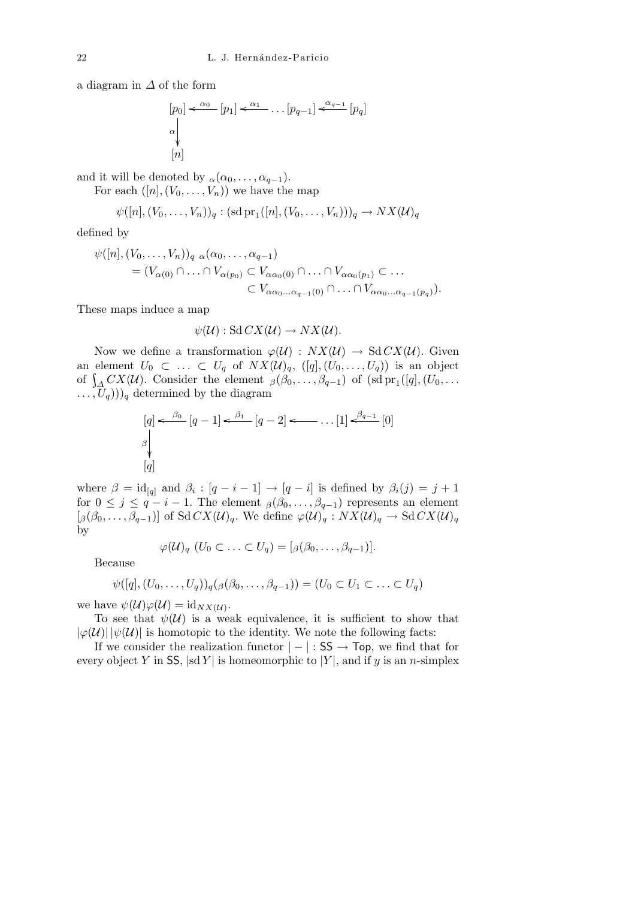a diagram in $\Delta$ of the form

$$\begin{array}{c} [p_0] \xleftarrow{\alpha_0} [p_1] \xleftarrow{\alpha_1} \ldots [p_{q-1}] \xleftarrow{\alpha_{q-1}} [p_q] \\ \alpha \big\downarrow \qquad\qquad\qquad\qquad\qquad\qquad \\ [n] \qquad\qquad\qquad\qquad\qquad\qquad \end{array}$$

and it will be denoted by ${}_{\alpha}(\alpha_0, \ldots, \alpha_{q-1})$.

For each $([n], (V_0, \ldots, V_n))$ we have the map

$$\psi([n], (V_0, \ldots, V_n))_q : (\operatorname{sd} \operatorname{pr}_1([n], (V_0, \ldots, V_n)))_q \to NX(\mathcal{U})_q$$

defined by

$$\begin{aligned} \psi([n], (V_0, \ldots, V_n))_q \ {}_{\alpha}(\alpha_0, \ldots, \alpha_{q-1}) \\ = (V_{\alpha(0)} \cap \ldots \cap V_{\alpha(p_0)} \subset V_{\alpha\alpha_0(0)} \cap \ldots \cap V_{\alpha\alpha_0(p_1)} \subset \ldots \\ \subset V_{\alpha\alpha_0\ldots\alpha_{q-1}(0)} \cap \ldots \cap V_{\alpha\alpha_0\ldots\alpha_{q-1}(p_q)}). \end{aligned}$$

These maps induce a map

$$\psi(\mathcal{U}) : \operatorname{Sd} CX(\mathcal{U}) \to NX(\mathcal{U}).$$

Now we define a transformation $\varphi(\mathcal{U}) : NX(\mathcal{U}) \to \operatorname{Sd} CX(\mathcal{U})$. Given an element $U_0 \subset \ldots \subset U_q$ of $NX(\mathcal{U})_q$, $([q], (U_0, \ldots, U_q))$ is an object of $\int_{\Delta} CX(\mathcal{U})$. Consider the element ${}_{\beta}(\beta_0, \ldots, \beta_{q-1})$ of $(\operatorname{sd} \operatorname{pr}_1([q], (U_0, \ldots, U_q)))_q$ determined by the diagram

$$\begin{array}{c} [q] \xleftarrow{\beta_0} [q-1] \xleftarrow{\beta_1} [q-2] \longleftarrow \ldots [1] \xleftarrow{\beta_{q-1}} [0] \\ \beta \big\downarrow \qquad\qquad\qquad\qquad\qquad\qquad\qquad \\ [q] \qquad\qquad\qquad\qquad\qquad\qquad\qquad \end{array}$$

where $\beta = \mathrm{id}_{[q]}$ and $\beta_i : [q-i-1] \to [q-i]$ is defined by $\beta_i(j) = j+1$ for $0 \le j \le q-i-1$. The element ${}_{\beta}(\beta_0, \ldots, \beta_{q-1})$ represents an element $[{}_{\beta}(\beta_0, \ldots, \beta_{q-1})]$ of $\operatorname{Sd} CX(\mathcal{U})_q$. We define $\varphi(\mathcal{U})_q : NX(\mathcal{U})_q \to \operatorname{Sd} CX(\mathcal{U})_q$ by

$$\varphi(\mathcal{U})_q \ (U_0 \subset \ldots \subset U_q) = [{}_{\beta}(\beta_0, \ldots, \beta_{q-1})].$$

Because

$$\psi([q], (U_0, \ldots, U_q))_q({}_{\beta}(\beta_0, \ldots, \beta_{q-1})) = (U_0 \subset U_1 \subset \ldots \subset U_q)$$

we have $\psi(\mathcal{U})\varphi(\mathcal{U}) = \mathrm{id}_{NX(\mathcal{U})}$.

To see that $\psi(\mathcal{U})$ is a weak equivalence, it is sufficient to show that $|\varphi(\mathcal{U})|\,|\psi(\mathcal{U})|$ is homotopic to the identity. We note the following facts:

If we consider the realization functor $|-| : \mathsf{SS} \to \mathsf{Top}$, we find that for every object $Y$ in $\mathsf{SS}$, $|\operatorname{sd} Y|$ is homeomorphic to $|Y|$, and if $y$ is an $n$-simplex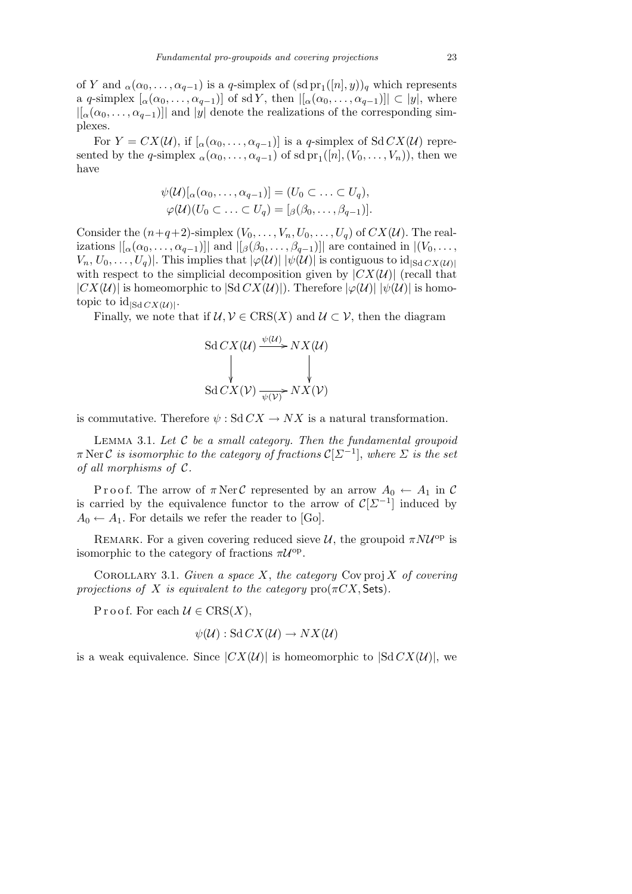of $Y$ and ${}_\alpha(\alpha_0, \ldots, \alpha_{q-1})$ is a $q$-simplex of $(\operatorname{sd} \operatorname{pr}_1([n], y))_q$ which represents a $q$-simplex $[{}_\alpha(\alpha_0, \ldots, \alpha_{q-1})]$ of $\operatorname{sd} Y$, then $|[{}_\alpha(\alpha_0, \ldots, \alpha_{q-1})]| \subset |y|$, where $|[{}_\alpha(\alpha_0, \ldots, \alpha_{q-1})]|$ and $|y|$ denote the realizations of the corresponding simplexes.

For $Y = CX(\mathcal{U})$, if $[{}_\alpha(\alpha_0, \ldots, \alpha_{q-1})]$ is a $q$-simplex of $\operatorname{Sd} CX(\mathcal{U})$ represented by the $q$-simplex ${}_\alpha(\alpha_0, \ldots, \alpha_{q-1})$ of $\operatorname{sd} \operatorname{pr}_1([n], (V_0, \ldots, V_n))$, then we have

$$\psi(\mathcal{U})[{}_\alpha(\alpha_0, \ldots, \alpha_{q-1})] = (U_0 \subset \ldots \subset U_q),$$
$$\varphi(\mathcal{U})(U_0 \subset \ldots \subset U_q) = [{}_\beta(\beta_0, \ldots, \beta_{q-1})].$$

Consider the $(n+q+2)$-simplex $(V_0, \ldots, V_n, U_0, \ldots, U_q)$ of $CX(\mathcal{U})$. The realizations $|[{}_\alpha(\alpha_0, \ldots, \alpha_{q-1})]|$ and $|[{}_\beta(\beta_0, \ldots, \beta_{q-1})]|$ are contained in $|(V_0, \ldots, V_n, U_0, \ldots, U_q)|$. This implies that $|\varphi(\mathcal{U})|\,|\psi(\mathcal{U})|$ is contiguous to $\mathrm{id}_{|\operatorname{Sd} CX(\mathcal{U})|}$ with respect to the simplicial decomposition given by $|CX(\mathcal{U})|$ (recall that $|CX(\mathcal{U})|$ is homeomorphic to $|\operatorname{Sd} CX(\mathcal{U})|$). Therefore $|\varphi(\mathcal{U})|\,|\psi(\mathcal{U})|$ is homotopic to $\mathrm{id}_{|\operatorname{Sd} CX(\mathcal{U})|}$.

Finally, we note that if $\mathcal{U}, \mathcal{V} \in \operatorname{CRS}(X)$ and $\mathcal{U} \subset \mathcal{V}$, then the diagram

$$\begin{array}{ccc} \operatorname{Sd} CX(\mathcal{U}) & \xrightarrow{\psi(\mathcal{U})} & NX(\mathcal{U}) \\ \downarrow & & \downarrow \\ \operatorname{Sd} CX(\mathcal{V}) & \xrightarrow[\psi(\mathcal{V})]{} & NX(\mathcal{V}) \end{array}$$

is commutative. Therefore $\psi : \operatorname{Sd} CX \to NX$ is a natural transformation.

Lemma 3.1. *Let $\mathcal{C}$ be a small category. Then the fundamental groupoid $\pi \operatorname{Ner} \mathcal{C}$ is isomorphic to the category of fractions $\mathcal{C}[\Sigma^{-1}]$, where $\Sigma$ is the set of all morphisms of $\mathcal{C}$.*

Proof. The arrow of $\pi \operatorname{Ner} \mathcal{C}$ represented by an arrow $A_0 \leftarrow A_1$ in $\mathcal{C}$ is carried by the equivalence functor to the arrow of $\mathcal{C}[\Sigma^{-1}]$ induced by $A_0 \leftarrow A_1$. For details we refer the reader to [Go].

Remark. For a given covering reduced sieve $\mathcal{U}$, the groupoid $\pi N \mathcal{U}^{\mathrm{op}}$ is isomorphic to the category of fractions $\pi \mathcal{U}^{\mathrm{op}}$.

Corollary 3.1. *Given a space $X$, the category $\operatorname{Cov\,proj} X$ of covering projections of $X$ is equivalent to the category $\operatorname{pro}(\pi CX, \mathsf{Sets})$.*

Proof. For each $\mathcal{U} \in \operatorname{CRS}(X)$,

$$\psi(\mathcal{U}) : \operatorname{Sd} CX(\mathcal{U}) \to NX(\mathcal{U})$$

is a weak equivalence. Since $|CX(\mathcal{U})|$ is homeomorphic to $|\operatorname{Sd} CX(\mathcal{U})|$, we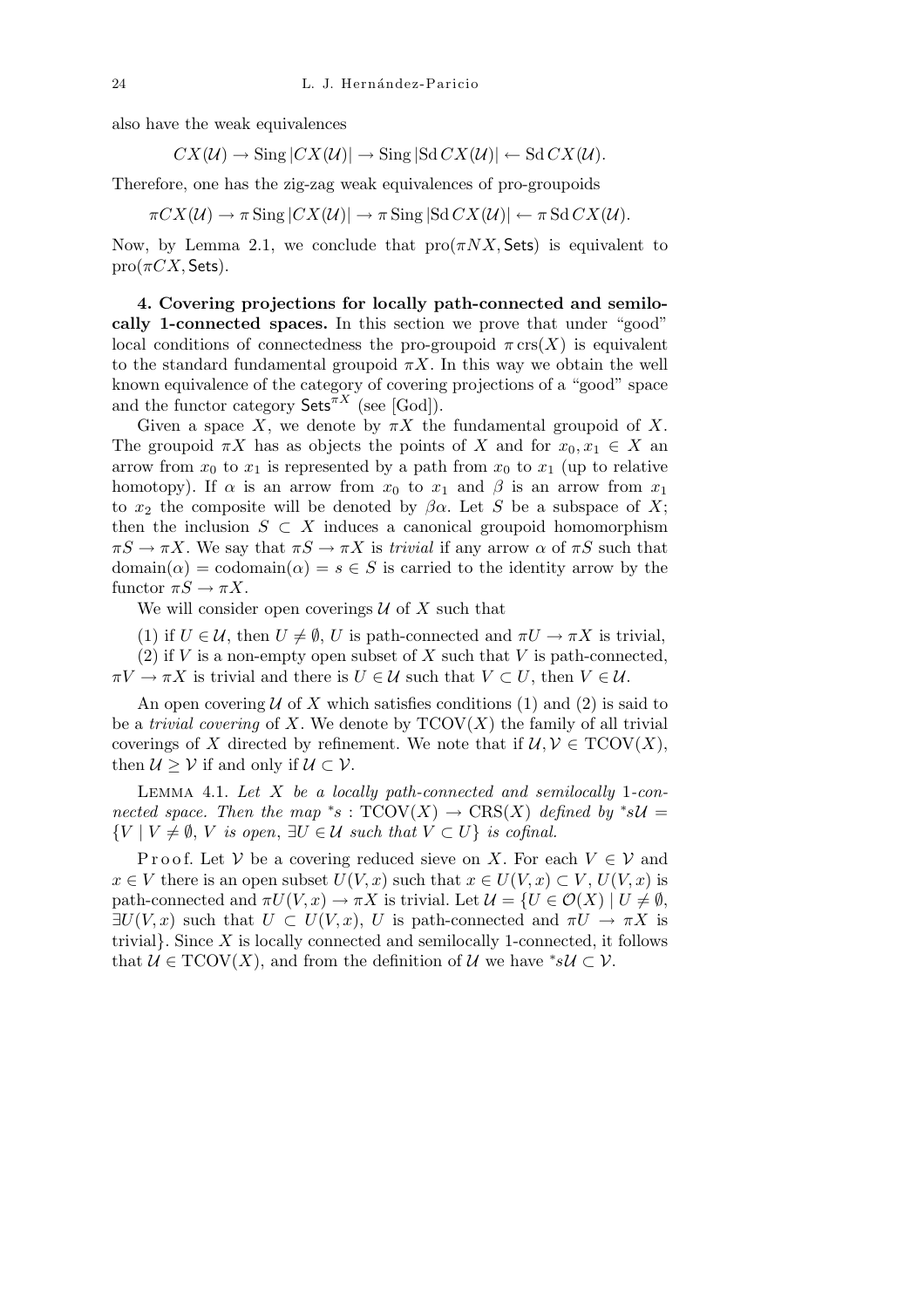also have the weak equivalences

$$CX(\mathcal{U}) \to \operatorname{Sing}|CX(\mathcal{U})| \to \operatorname{Sing}|\operatorname{Sd} CX(\mathcal{U})| \leftarrow \operatorname{Sd} CX(\mathcal{U}).$$

Therefore, one has the zig-zag weak equivalences of pro-groupoids

$$\pi CX(\mathcal{U}) \to \pi \operatorname{Sing}|CX(\mathcal{U})| \to \pi \operatorname{Sing}|\operatorname{Sd} CX(\mathcal{U})| \leftarrow \pi \operatorname{Sd} CX(\mathcal{U}).$$

Now, by Lemma 2.1, we conclude that $\operatorname{pro}(\pi NX, \mathsf{Sets})$ is equivalent to $\operatorname{pro}(\pi CX, \mathsf{Sets})$.

**4. Covering projections for locally path-connected and semilocally 1-connected spaces.** In this section we prove that under "good" local conditions of connectedness the pro-groupoid $\pi \operatorname{crs}(X)$ is equivalent to the standard fundamental groupoid $\pi X$. In this way we obtain the well known equivalence of the category of covering projections of a "good" space and the functor category $\mathsf{Sets}^{\pi X}$ (see [God]).

Given a space $X$, we denote by $\pi X$ the fundamental groupoid of $X$. The groupoid $\pi X$ has as objects the points of $X$ and for $x_0, x_1 \in X$ an arrow from $x_0$ to $x_1$ is represented by a path from $x_0$ to $x_1$ (up to relative homotopy). If $\alpha$ is an arrow from $x_0$ to $x_1$ and $\beta$ is an arrow from $x_1$ to $x_2$ the composite will be denoted by $\beta\alpha$. Let $S$ be a subspace of $X$; then the inclusion $S \subset X$ induces a canonical groupoid homomorphism $\pi S \to \pi X$. We say that $\pi S \to \pi X$ is *trivial* if any arrow $\alpha$ of $\pi S$ such that $\operatorname{domain}(\alpha) = \operatorname{codomain}(\alpha) = s \in S$ is carried to the identity arrow by the functor $\pi S \to \pi X$.

We will consider open coverings $\mathcal{U}$ of $X$ such that

(1) if $U \in \mathcal{U}$, then $U \neq \emptyset$, $U$ is path-connected and $\pi U \to \pi X$ is trivial,

(2) if $V$ is a non-empty open subset of $X$ such that $V$ is path-connected, $\pi V \to \pi X$ is trivial and there is $U \in \mathcal{U}$ such that $V \subset U$, then $V \in \mathcal{U}$.

An open covering $\mathcal{U}$ of $X$ which satisfies conditions (1) and (2) is said to be a *trivial covering* of $X$. We denote by $\operatorname{TCOV}(X)$ the family of all trivial coverings of $X$ directed by refinement. We note that if $\mathcal{U}, \mathcal{V} \in \operatorname{TCOV}(X)$, then $\mathcal{U} \geq \mathcal{V}$ if and only if $\mathcal{U} \subset \mathcal{V}$.

Lemma 4.1. *Let $X$ be a locally path-connected and semilocally 1-connected space. Then the map ${}^*s : \operatorname{TCOV}(X) \to \operatorname{CRS}(X)$ defined by ${}^*s\mathcal{U} = \{V \mid V \neq \emptyset,\ V \text{ is open},\ \exists U \in \mathcal{U} \text{ such that } V \subset U\}$ is cofinal.*

Proof. Let $\mathcal{V}$ be a covering reduced sieve on $X$. For each $V \in \mathcal{V}$ and $x \in V$ there is an open subset $U(V, x)$ such that $x \in U(V, x) \subset V$, $U(V, x)$ is path-connected and $\pi U(V, x) \to \pi X$ is trivial. Let $\mathcal{U} = \{U \in \mathcal{O}(X) \mid U \neq \emptyset,$ $\exists U(V, x)$ such that $U \subset U(V, x)$, $U$ is path-connected and $\pi U \to \pi X$ is trivial$\}$. Since $X$ is locally connected and semilocally 1-connected, it follows that $\mathcal{U} \in \operatorname{TCOV}(X)$, and from the definition of $\mathcal{U}$ we have ${}^*s\mathcal{U} \subset \mathcal{V}$.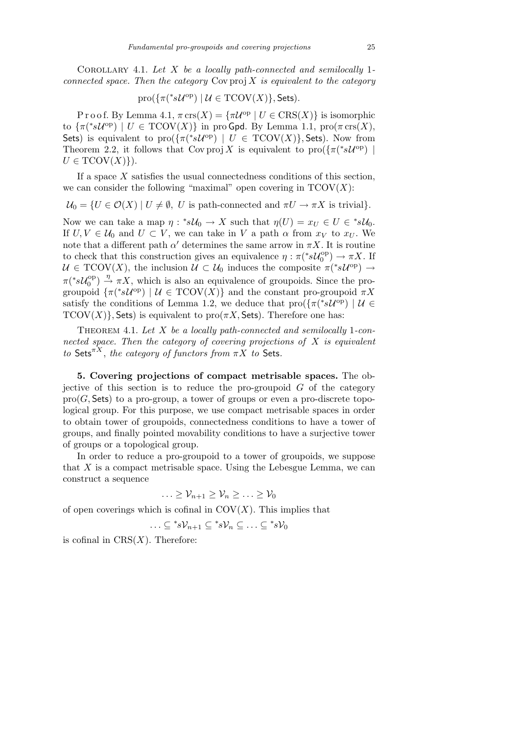Corollary 4.1. *Let $X$ be a locally path-connected and semilocally 1-connected space. Then the category* $\operatorname{Cov\,proj} X$ *is equivalent to the category*

$$\operatorname{pro}(\{\pi({}^*s\mathcal{U}^{\mathrm{op}}) \mid \mathcal{U} \in \operatorname{TCOV}(X)\}, \mathsf{Sets}).$$

Proof. By Lemma 4.1, $\pi \operatorname{crs}(X) = \{\pi \mathcal{U}^{\mathrm{op}} \mid U \in \operatorname{CRS}(X)\}$ is isomorphic to $\{\pi({}^*s\mathcal{U}^{\mathrm{op}}) \mid U \in \operatorname{TCOV}(X)\}$ in $\operatorname{pro}\mathsf{Gpd}$. By Lemma 1.1, $\operatorname{pro}(\pi \operatorname{crs}(X), \mathsf{Sets})$ is equivalent to $\operatorname{pro}(\{\pi({}^*s\mathcal{U}^{\mathrm{op}}) \mid U \in \operatorname{TCOV}(X)\}, \mathsf{Sets})$. Now from Theorem 2.2, it follows that $\operatorname{Cov\,proj} X$ is equivalent to $\operatorname{pro}(\{\pi({}^*s\mathcal{U}^{\mathrm{op}}) \mid U \in \operatorname{TCOV}(X)\})$.

If a space $X$ satisfies the usual connectedness conditions of this section, we can consider the following "maximal" open covering in $\operatorname{TCOV}(X)$:

$$\mathcal{U}_0 = \{U \in \mathcal{O}(X) \mid U \neq \emptyset,\ U \text{ is path-connected and } \pi U \to \pi X \text{ is trivial}\}.$$

Now we can take a map $\eta : {}^*s\mathcal{U}_0 \to X$ such that $\eta(U) = x_U \in U \in {}^*s\mathcal{U}_0$. If $U, V \in \mathcal{U}_0$ and $U \subset V$, we can take in $V$ a path $\alpha$ from $x_V$ to $x_U$. We note that a different path $\alpha'$ determines the same arrow in $\pi X$. It is routine to check that this construction gives an equivalence $\eta : \pi({}^*s\mathcal{U}_0^{\mathrm{op}}) \to \pi X$. If $\mathcal{U} \in \operatorname{TCOV}(X)$, the inclusion $\mathcal{U} \subset \mathcal{U}_0$ induces the composite $\pi({}^*s\mathcal{U}^{\mathrm{op}}) \to \pi({}^*s\mathcal{U}_0^{\mathrm{op}}) \xrightarrow{\eta} \pi X$, which is also an equivalence of groupoids. Since the pro-groupoid $\{\pi({}^*s\mathcal{U}^{\mathrm{op}}) \mid \mathcal{U} \in \operatorname{TCOV}(X)\}$ and the constant pro-groupoid $\pi X$ satisfy the conditions of Lemma 1.2, we deduce that $\operatorname{pro}(\{\pi({}^*s\mathcal{U}^{\mathrm{op}}) \mid \mathcal{U} \in \operatorname{TCOV}(X)\}, \mathsf{Sets})$ is equivalent to $\operatorname{pro}(\pi X, \mathsf{Sets})$. Therefore one has:

Theorem 4.1. *Let $X$ be a locally path-connected and semilocally 1-connected space. Then the category of covering projections of $X$ is equivalent to* $\mathsf{Sets}^{\pi X}$, *the category of functors from $\pi X$ to* $\mathsf{Sets}$.

**5. Covering projections of compact metrisable spaces.** The objective of this section is to reduce the pro-groupoid $G$ of the category $\operatorname{pro}(G, \mathsf{Sets})$ to a pro-group, a tower of groups or even a pro-discrete topological group. For this purpose, we use compact metrisable spaces in order to obtain tower of groupoids, connectedness conditions to have a tower of groups, and finally pointed movability conditions to have a surjective tower of groups or a topological group.

In order to reduce a pro-groupoid to a tower of groupoids, we suppose that $X$ is a compact metrisable space. Using the Lebesgue Lemma, we can construct a sequence

$$\ldots \geq \mathcal{V}_{n+1} \geq \mathcal{V}_n \geq \ldots \geq \mathcal{V}_0$$

of open coverings which is cofinal in $\operatorname{COV}(X)$. This implies that

$$\ldots \subseteq {}^*s\mathcal{V}_{n+1} \subseteq {}^*s\mathcal{V}_n \subseteq \ldots \subseteq {}^*s\mathcal{V}_0$$

is cofinal in $\operatorname{CRS}(X)$. Therefore: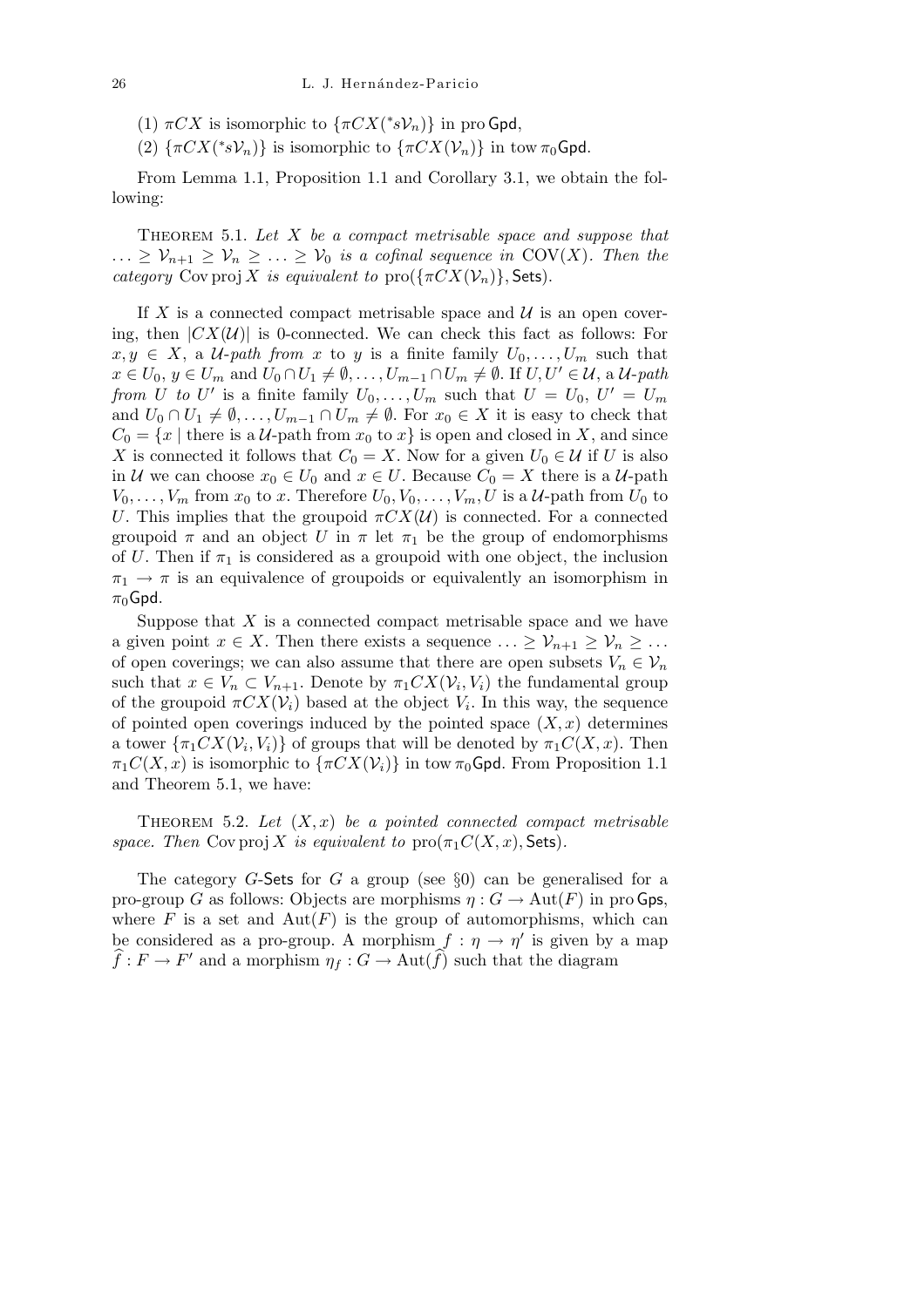(1) $\pi CX$ is isomorphic to $\{\pi CX({}^*s\mathcal{V}_n)\}$ in pro $\mathsf{Gpd}$,

(2) $\{\pi CX({}^*s\mathcal{V}_n)\}$ is isomorphic to $\{\pi CX(\mathcal{V}_n)\}$ in tow $\pi_0\mathsf{Gpd}$.

From Lemma 1.1, Proposition 1.1 and Corollary 3.1, we obtain the following:

Theorem 5.1. *Let $X$ be a compact metrisable space and suppose that $\ldots \geq \mathcal{V}_{n+1} \geq \mathcal{V}_n \geq \ldots \geq \mathcal{V}_0$ is a cofinal sequence in* $\mathrm{COV}(X)$. *Then the category* $\mathrm{Cov\,proj}\, X$ *is equivalent to* $\mathrm{pro}(\{\pi CX(\mathcal{V}_n)\}, \mathsf{Sets})$.

If $X$ is a connected compact metrisable space and $\mathcal{U}$ is an open covering, then $|CX(\mathcal{U})|$ is 0-connected. We can check this fact as follows: For $x, y \in X$, a *$\mathcal{U}$-path from $x$ to $y$* is a finite family $U_0, \ldots, U_m$ such that $x \in U_0$, $y \in U_m$ and $U_0 \cap U_1 \neq \emptyset, \ldots, U_{m-1} \cap U_m \neq \emptyset$. If $U, U' \in \mathcal{U}$, a *$\mathcal{U}$-path from $U$ to $U'$* is a finite family $U_0, \ldots, U_m$ such that $U = U_0$, $U' = U_m$ and $U_0 \cap U_1 \neq \emptyset, \ldots, U_{m-1} \cap U_m \neq \emptyset$. For $x_0 \in X$ it is easy to check that $C_0 = \{x \mid \text{there is a } \mathcal{U}\text{-path from } x_0 \text{ to } x\}$ is open and closed in $X$, and since $X$ is connected it follows that $C_0 = X$. Now for a given $U_0 \in \mathcal{U}$ if $U$ is also in $\mathcal{U}$ we can choose $x_0 \in U_0$ and $x \in U$. Because $C_0 = X$ there is a $\mathcal{U}$-path $V_0, \ldots, V_m$ from $x_0$ to $x$. Therefore $U_0, V_0, \ldots, V_m, U$ is a $\mathcal{U}$-path from $U_0$ to $U$. This implies that the groupoid $\pi CX(\mathcal{U})$ is connected. For a connected groupoid $\pi$ and an object $U$ in $\pi$ let $\pi_1$ be the group of endomorphisms of $U$. Then if $\pi_1$ is considered as a groupoid with one object, the inclusion $\pi_1 \to \pi$ is an equivalence of groupoids or equivalently an isomorphism in $\pi_0\mathsf{Gpd}$.

Suppose that $X$ is a connected compact metrisable space and we have a given point $x \in X$. Then there exists a sequence $\ldots \geq \mathcal{V}_{n+1} \geq \mathcal{V}_n \geq \ldots$ of open coverings; we can also assume that there are open subsets $V_n \in \mathcal{V}_n$ such that $x \in V_n \subset V_{n+1}$. Denote by $\pi_1 CX(\mathcal{V}_i, V_i)$ the fundamental group of the groupoid $\pi CX(\mathcal{V}_i)$ based at the object $V_i$. In this way, the sequence of pointed open coverings induced by the pointed space $(X, x)$ determines a tower $\{\pi_1 CX(\mathcal{V}_i, V_i)\}$ of groups that will be denoted by $\pi_1 C(X, x)$. Then $\pi_1 C(X, x)$ is isomorphic to $\{\pi CX(\mathcal{V}_i)\}$ in tow $\pi_0\mathsf{Gpd}$. From Proposition 1.1 and Theorem 5.1, we have:

Theorem 5.2. *Let $(X, x)$ be a pointed connected compact metrisable space. Then* $\mathrm{Cov\,proj}\, X$ *is equivalent to* $\mathrm{pro}(\pi_1 C(X, x), \mathsf{Sets})$.

The category $G$-$\mathsf{Sets}$ for $G$ a group (see §0) can be generalised for a pro-group $G$ as follows: Objects are morphisms $\eta : G \to \mathrm{Aut}(F)$ in pro $\mathsf{Gps}$, where $F$ is a set and $\mathrm{Aut}(F)$ is the group of automorphisms, which can be considered as a pro-group. A morphism $f : \eta \to \eta'$ is given by a map $\widehat{f} : F \to F'$ and a morphism $\eta_f : G \to \mathrm{Aut}(\widehat{f})$ such that the diagram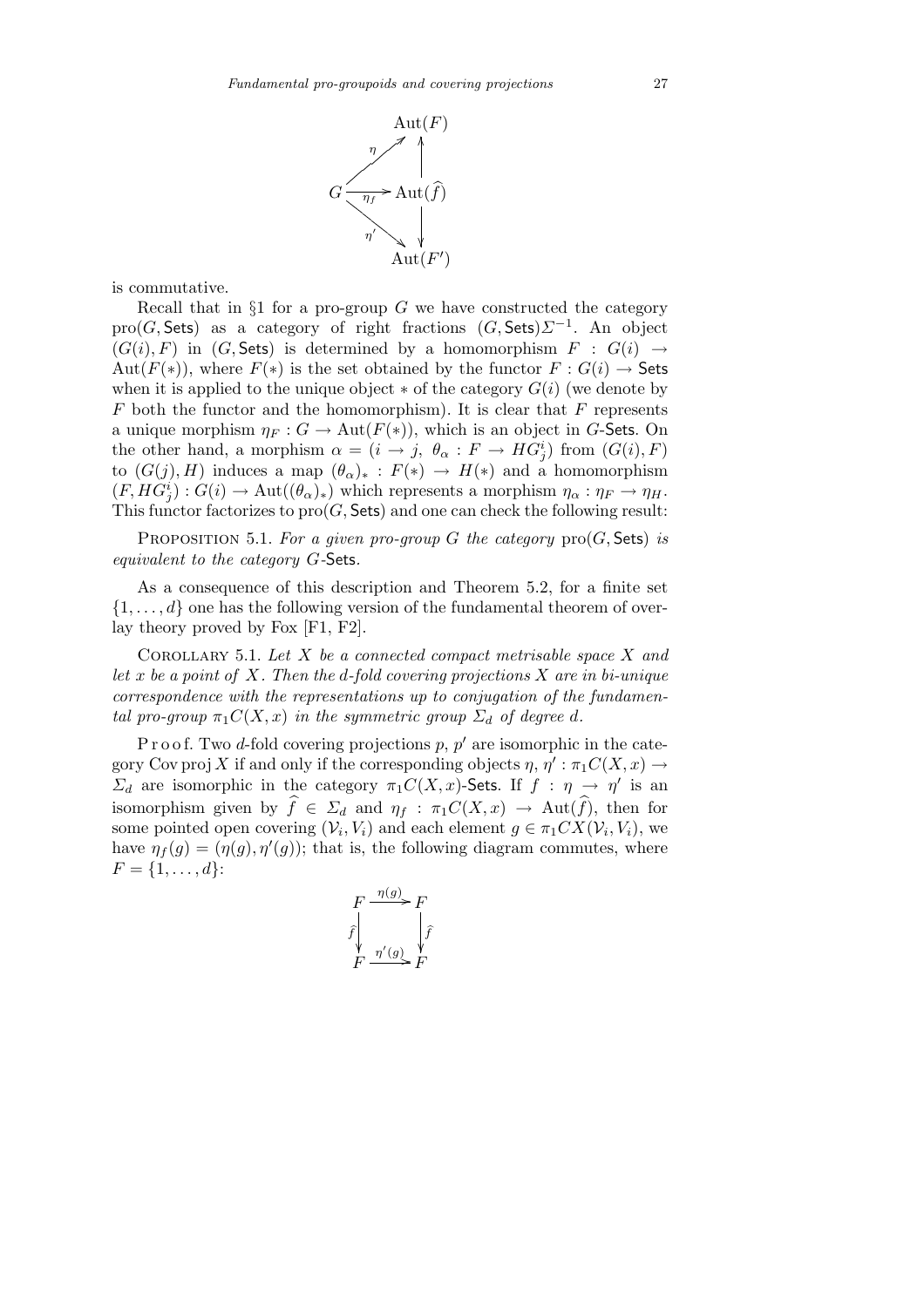$$\begin{array}{ccc} & & \mathrm{Aut}(F) \\ & \overset{\eta}{\nearrow} & \uparrow \\ G & \xrightarrow{\eta_f} & \mathrm{Aut}(\widehat{f}) \\ & \underset{\eta'}{\searrow} & \downarrow \\ & & \mathrm{Aut}(F') \end{array}$$

is commutative.

Recall that in §1 for a pro-group $G$ we have constructed the category $\mathrm{pro}(G, \mathsf{Sets})$ as a category of right fractions $(G, \mathsf{Sets})\Sigma^{-1}$. An object $(G(i), F)$ in $(G, \mathsf{Sets})$ is determined by a homomorphism $F : G(i) \to \mathrm{Aut}(F(*))$, where $F(*)$ is the set obtained by the functor $F : G(i) \to \mathsf{Sets}$ when it is applied to the unique object $*$ of the category $G(i)$ (we denote by $F$ both the functor and the homomorphism). It is clear that $F$ represents a unique morphism $\eta_F : G \to \mathrm{Aut}(F(*))$, which is an object in $G$-$\mathsf{Sets}$. On the other hand, a morphism $\alpha = (i \to j,\ \theta_\alpha : F \to HG_j^i)$ from $(G(i), F)$ to $(G(j), H)$ induces a map $(\theta_\alpha)_* : F(*) \to H(*)$ and a homomorphism $(F, HG_j^i) : G(i) \to \mathrm{Aut}((\theta_\alpha)_*)$ which represents a morphism $\eta_\alpha : \eta_F \to \eta_H$. This functor factorizes to $\mathrm{pro}(G, \mathsf{Sets})$ and one can check the following result:

Proposition 5.1. *For a given pro-group $G$ the category $\mathrm{pro}(G, \mathsf{Sets})$ is equivalent to the category $G$-$\mathsf{Sets}$.*

As a consequence of this description and Theorem 5.2, for a finite set $\{1, \ldots, d\}$ one has the following version of the fundamental theorem of overlay theory proved by Fox [F1, F2].

Corollary 5.1. *Let $X$ be a connected compact metrisable space $X$ and let $x$ be a point of $X$. Then the $d$-fold covering projections $X$ are in bi-unique correspondence with the representations up to conjugation of the fundamental pro-group $\pi_1 C(X, x)$ in the symmetric group $\Sigma_d$ of degree $d$.*

Proof. Two $d$-fold covering projections $p$, $p'$ are isomorphic in the category $\mathrm{Cov\,proj}\, X$ if and only if the corresponding objects $\eta, \eta' : \pi_1 C(X, x) \to \Sigma_d$ are isomorphic in the category $\pi_1 C(X, x)$-$\mathsf{Sets}$. If $f : \eta \to \eta'$ is an isomorphism given by $\widehat{f} \in \Sigma_d$ and $\eta_f : \pi_1 C(X, x) \to \mathrm{Aut}(\widehat{f})$, then for some pointed open covering $(\mathcal{V}_i, V_i)$ and each element $g \in \pi_1 CX(\mathcal{V}_i, V_i)$, we have $\eta_f(g) = (\eta(g), \eta'(g))$; that is, the following diagram commutes, where $F = \{1, \ldots, d\}$:

$$\begin{array}{ccc} F & \xrightarrow{\eta(g)} & F \\ {\scriptstyle \widehat{f}}\downarrow & & \downarrow{\scriptstyle \widehat{f}} \\ F & \xrightarrow{\eta'(g)} & F \end{array}$$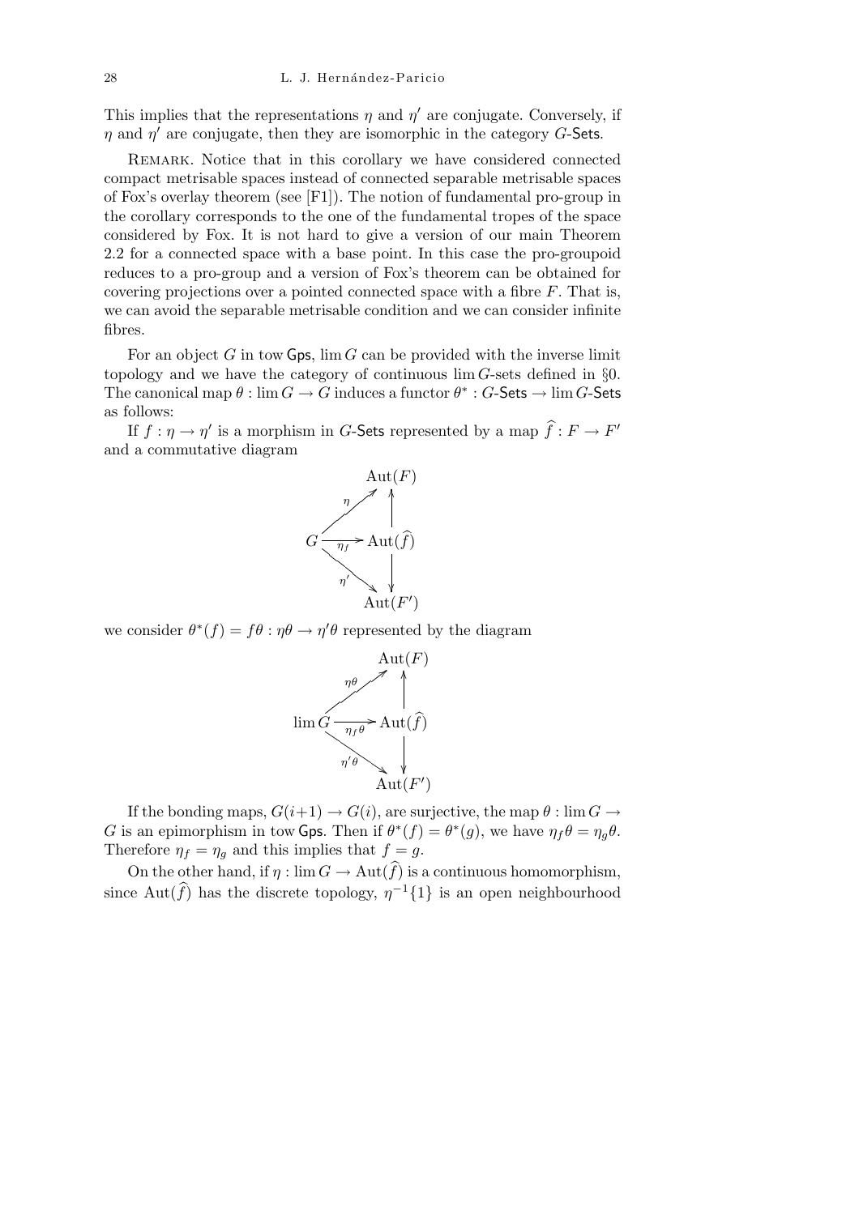This implies that the representations $\eta$ and $\eta'$ are conjugate. Conversely, if $\eta$ and $\eta'$ are conjugate, then they are isomorphic in the category $G$-Sets.

REMARK. Notice that in this corollary we have considered connected compact metrisable spaces instead of connected separable metrisable spaces of Fox's overlay theorem (see [F1]). The notion of fundamental pro-group in the corollary corresponds to the one of the fundamental tropes of the space considered by Fox. It is not hard to give a version of our main Theorem 2.2 for a connected space with a base point. In this case the pro-groupoid reduces to a pro-group and a version of Fox's theorem can be obtained for covering projections over a pointed connected space with a fibre $F$. That is, we can avoid the separable metrisable condition and we can consider infinite fibres.

For an object $G$ in tow Gps, $\lim G$ can be provided with the inverse limit topology and we have the category of continuous $\lim G$-sets defined in §0. The canonical map $\theta : \lim G \to G$ induces a functor $\theta^* : G\text{-Sets} \to \lim G\text{-Sets}$ as follows:

If $f : \eta \to \eta'$ is a morphism in $G$-Sets represented by a map $\widehat{f} : F \to F'$ and a commutative diagram

$$\begin{array}{ccc} & & \mathrm{Aut}(F) \\ & \overset{\eta}{\nearrow} & \uparrow \\ G & \xrightarrow{\eta_f} & \mathrm{Aut}(\widehat{f}) \\ & \underset{\eta'}{\searrow} & \downarrow \\ & & \mathrm{Aut}(F') \end{array}$$

we consider $\theta^*(f) = f\theta : \eta\theta \to \eta'\theta$ represented by the diagram

$$\begin{array}{ccc} & & \mathrm{Aut}(F) \\ & \overset{\eta\theta}{\nearrow} & \uparrow \\ \lim G & \xrightarrow{\eta_f\theta} & \mathrm{Aut}(\widehat{f}) \\ & \underset{\eta'\theta}{\searrow} & \downarrow \\ & & \mathrm{Aut}(F') \end{array}$$

If the bonding maps, $G(i+1) \to G(i)$, are surjective, the map $\theta : \lim G \to G$ is an epimorphism in tow Gps. Then if $\theta^*(f) = \theta^*(g)$, we have $\eta_f\theta = \eta_g\theta$. Therefore $\eta_f = \eta_g$ and this implies that $f = g$.

On the other hand, if $\eta : \lim G \to \mathrm{Aut}(\widehat{f})$ is a continuous homomorphism, since $\mathrm{Aut}(\widehat{f})$ has the discrete topology, $\eta^{-1}\{1\}$ is an open neighbourhood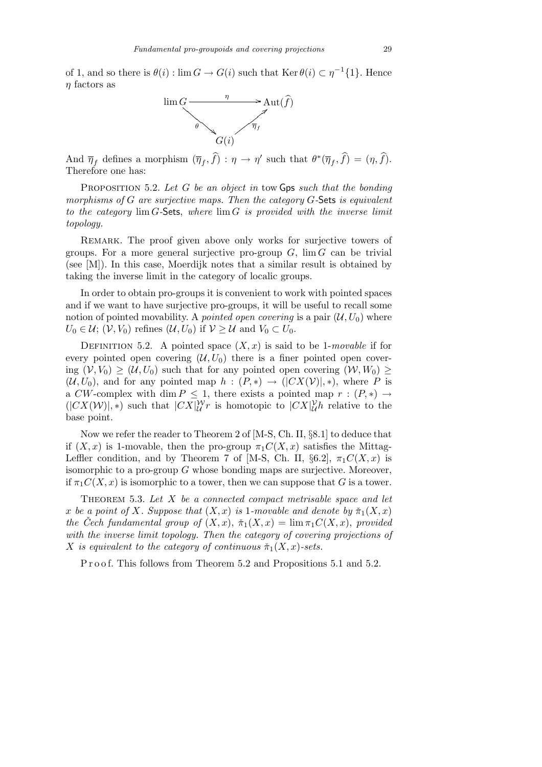of 1, and so there is $\theta(i) : \lim G \to G(i)$ such that $\operatorname{Ker}\theta(i) \subset \eta^{-1}\{1\}$. Hence $\eta$ factors as

$$\begin{array}{ccc} \lim G & \xrightarrow{\quad \eta \quad} & \operatorname{Aut}(\widehat{f}) \\ & {\scriptstyle\theta}\searrow \quad \nearrow{\scriptstyle\overline{\eta}_f} & \\ & G(i) & \end{array}$$

And $\overline{\eta}_f$ defines a morphism $(\overline{\eta}_f, \widehat{f}) : \eta \to \eta'$ such that $\theta^*(\overline{\eta}_f, \widehat{f}) = (\eta, \widehat{f})$. Therefore one has:

Proposition 5.2. *Let $G$ be an object in* tow Gps *such that the bonding morphisms of $G$ are surjective maps. Then the category $G$-*Sets *is equivalent to the category* $\lim G$-Sets, *where $\lim G$ is provided with the inverse limit topology.*

Remark. The proof given above only works for surjective towers of groups. For a more general surjective pro-group $G$, $\lim G$ can be trivial (see [M]). In this case, Moerdijk notes that a similar result is obtained by taking the inverse limit in the category of localic groups.

In order to obtain pro-groups it is convenient to work with pointed spaces and if we want to have surjective pro-groups, it will be useful to recall some notion of pointed movability. A *pointed open covering* is a pair $(\mathcal{U}, U_0)$ where $U_0 \in \mathcal{U}$; $(\mathcal{V}, V_0)$ refines $(\mathcal{U}, U_0)$ if $\mathcal{V} \geq \mathcal{U}$ and $V_0 \subset U_0$.

Definition 5.2. A pointed space $(X, x)$ is said to be 1-*movable* if for every pointed open covering $(\mathcal{U}, U_0)$ there is a finer pointed open covering $(\mathcal{V}, V_0) \geq (\mathcal{U}, U_0)$ such that for any pointed open covering $(\mathcal{W}, W_0) \geq (\mathcal{U}, U_0)$, and for any pointed map $h : (P, *) \to (|CX(\mathcal{V})|, *)$, where $P$ is a $CW$-complex with $\dim P \leq 1$, there exists a pointed map $r : (P, *) \to (|CX(\mathcal{W})|, *)$ such that $|CX|_{\mathcal{U}}^{\mathcal{W}} r$ is homotopic to $|CX|_{\mathcal{U}}^{\mathcal{V}} h$ relative to the base point.

Now we refer the reader to Theorem 2 of [M-S, Ch. II, §8.1] to deduce that if $(X, x)$ is 1-movable, then the pro-group $\pi_1 C(X, x)$ satisfies the Mittag-Leffler condition, and by Theorem 7 of [M-S, Ch. II, §6.2], $\pi_1 C(X, x)$ is isomorphic to a pro-group $G$ whose bonding maps are surjective. Moreover, if $\pi_1 C(X, x)$ is isomorphic to a tower, then we can suppose that $G$ is a tower.

Theorem 5.3. *Let $X$ be a connected compact metrisable space and let $x$ be a point of $X$. Suppose that $(X, x)$ is 1-movable and denote by $\check{\pi}_1(X, x)$ the Čech fundamental group of $(X, x)$, $\check{\pi}_1(X, x) = \lim \pi_1 C(X, x)$, provided with the inverse limit topology. Then the category of covering projections of $X$ is equivalent to the category of continuous $\check{\pi}_1(X, x)$-sets.*

Proof. This follows from Theorem 5.2 and Propositions 5.1 and 5.2.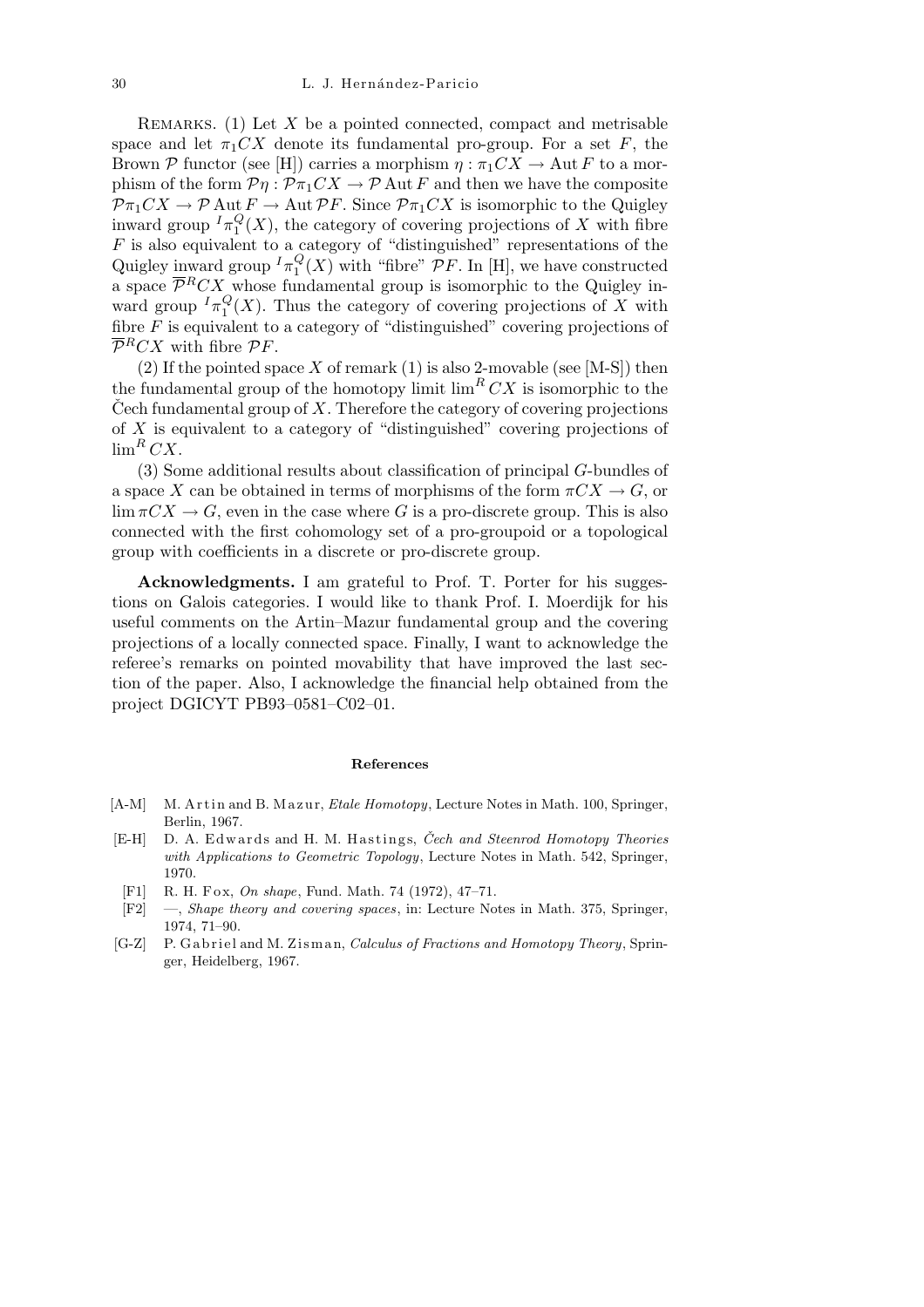REMARKS. (1) Let $X$ be a pointed connected, compact and metrisable space and let $\pi_1 CX$ denote its fundamental pro-group. For a set $F$, the Brown $\mathcal{P}$ functor (see [H]) carries a morphism $\eta : \pi_1 CX \to \operatorname{Aut} F$ to a morphism of the form $\mathcal{P}\eta : \mathcal{P}\pi_1 CX \to \mathcal{P}\operatorname{Aut} F$ and then we have the composite $\mathcal{P}\pi_1 CX \to \mathcal{P}\operatorname{Aut} F \to \operatorname{Aut} \mathcal{P}F$. Since $\mathcal{P}\pi_1 CX$ is isomorphic to the Quigley inward group ${}^I\pi_1^Q(X)$, the category of covering projections of $X$ with fibre $F$ is also equivalent to a category of "distinguished" representations of the Quigley inward group ${}^I\pi_1^Q(X)$ with "fibre" $\mathcal{P}F$. In [H], we have constructed a space $\overline{\mathcal{P}}^R CX$ whose fundamental group is isomorphic to the Quigley inward group ${}^I\pi_1^Q(X)$. Thus the category of covering projections of $X$ with fibre $F$ is equivalent to a category of "distinguished" covering projections of $\overline{\mathcal{P}}^R CX$ with fibre $\mathcal{P}F$.

(2) If the pointed space $X$ of remark (1) is also 2-movable (see [M-S]) then the fundamental group of the homotopy limit $\lim^R CX$ is isomorphic to the Čech fundamental group of $X$. Therefore the category of covering projections of $X$ is equivalent to a category of "distinguished" covering projections of $\lim^R CX$.

(3) Some additional results about classification of principal $G$-bundles of a space $X$ can be obtained in terms of morphisms of the form $\pi CX \to G$, or $\lim \pi CX \to G$, even in the case where $G$ is a pro-discrete group. This is also connected with the first cohomology set of a pro-groupoid or a topological group with coefficients in a discrete or pro-discrete group.

**Acknowledgments.** I am grateful to Prof. T. Porter for his suggestions on Galois categories. I would like to thank Prof. I. Moerdijk for his useful comments on the Artin–Mazur fundamental group and the covering projections of a locally connected space. Finally, I want to acknowledge the referee's remarks on pointed movability that have improved the last section of the paper. Also, I acknowledge the financial help obtained from the project DGICYT PB93–0581–C02–01.

## References

- [A-M] M. Artin and B. Mazur, *Etale Homotopy*, Lecture Notes in Math. 100, Springer, Berlin, 1967.
- [E-H] D. A. Edwards and H. M. Hastings, *Čech and Steenrod Homotopy Theories with Applications to Geometric Topology*, Lecture Notes in Math. 542, Springer, 1970.
- [F1] R. H. Fox, *On shape*, Fund. Math. 74 (1972), 47–71.
- [F2] —, *Shape theory and covering spaces*, in: Lecture Notes in Math. 375, Springer, 1974, 71–90.
- [G-Z] P. Gabriel and M. Zisman, *Calculus of Fractions and Homotopy Theory*, Springer, Heidelberg, 1967.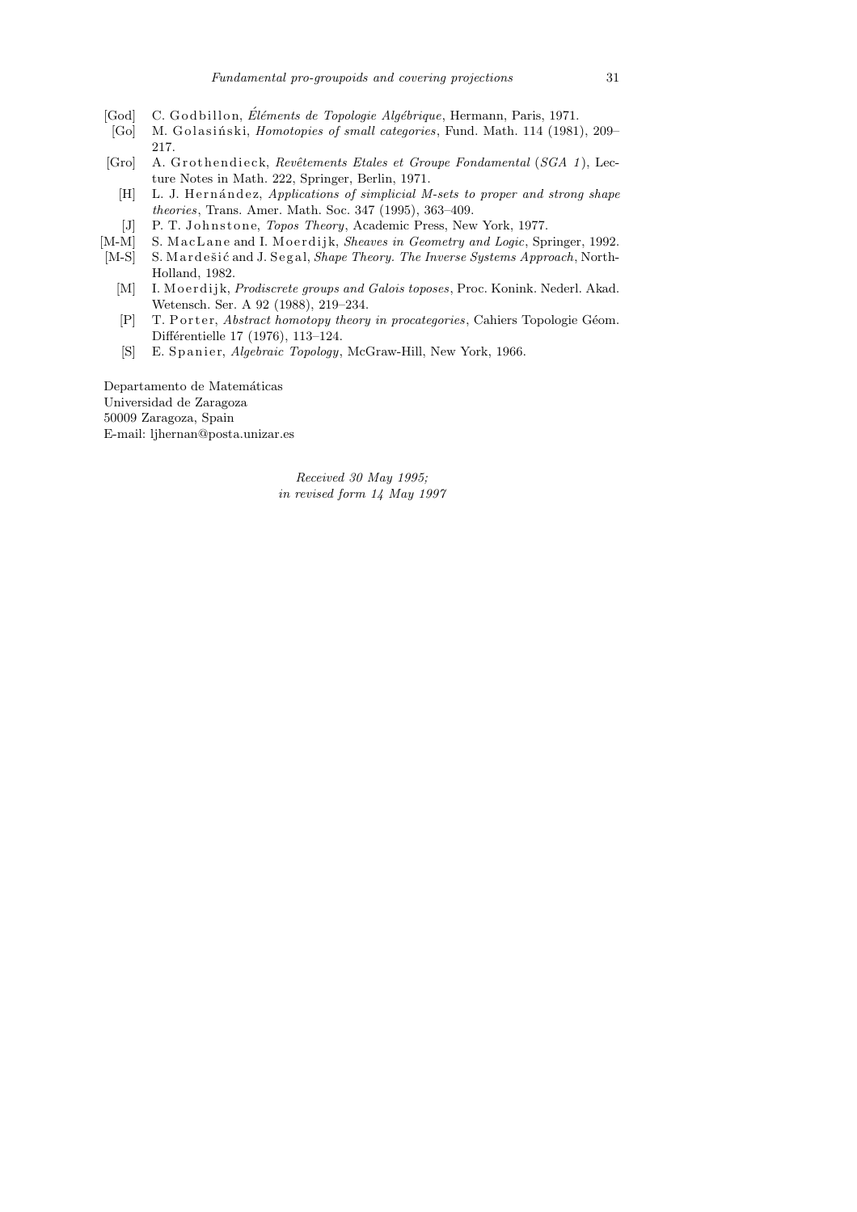- [God] C. Godbillon, *Éléments de Topologie Algébrique*, Hermann, Paris, 1971.
- [Go] M. Golasiński, *Homotopies of small categories*, Fund. Math. 114 (1981), 209–217.
- [Gro] A. Grothendieck, *Revêtements Etales et Groupe Fondamental* (*SGA 1*), Lecture Notes in Math. 222, Springer, Berlin, 1971.
- [H] L. J. Hernández, *Applications of simplicial M-sets to proper and strong shape theories*, Trans. Amer. Math. Soc. 347 (1995), 363–409.
- [J] P. T. Johnstone, *Topos Theory*, Academic Press, New York, 1977.
- [M-M] S. MacLane and I. Moerdijk, *Sheaves in Geometry and Logic*, Springer, 1992.
- [M-S] S. Mardešić and J. Segal, *Shape Theory. The Inverse Systems Approach*, North-Holland, 1982.
- [M] I. Moerdijk, *Prodiscrete groups and Galois toposes*, Proc. Konink. Nederl. Akad. Wetensch. Ser. A 92 (1988), 219–234.
- [P] T. Porter, *Abstract homotopy theory in procategories*, Cahiers Topologie Géom. Différentielle 17 (1976), 113–124.
- [S] E. Spanier, *Algebraic Topology*, McGraw-Hill, New York, 1966.

Departamento de Matemáticas
Universidad de Zaragoza
50009 Zaragoza, Spain
E-mail: ljhernan@posta.unizar.es

*Received 30 May 1995;*
*in revised form 14 May 1997*